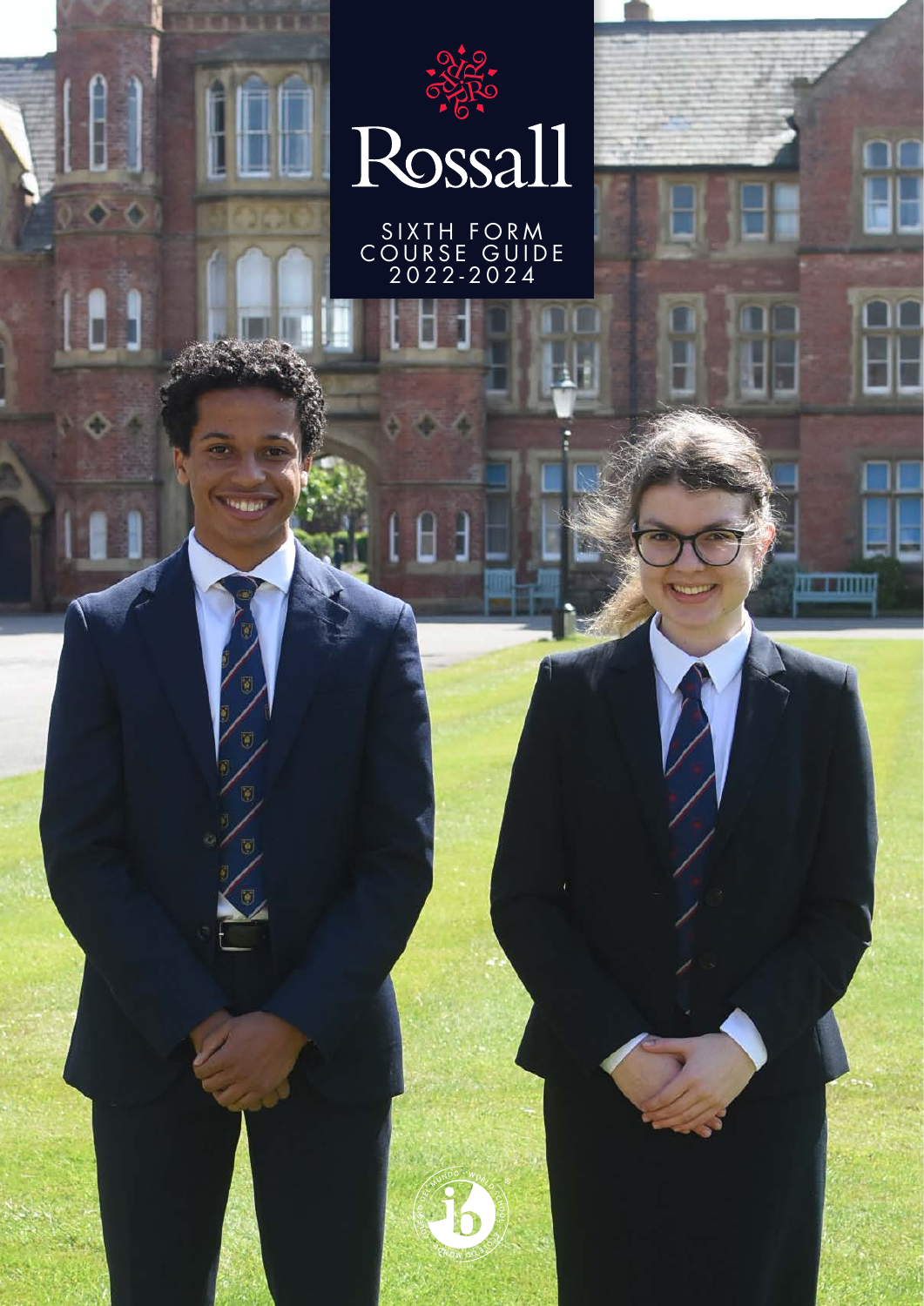# Rossall

SIXTH FORM COURSE GUIDE 2022-2024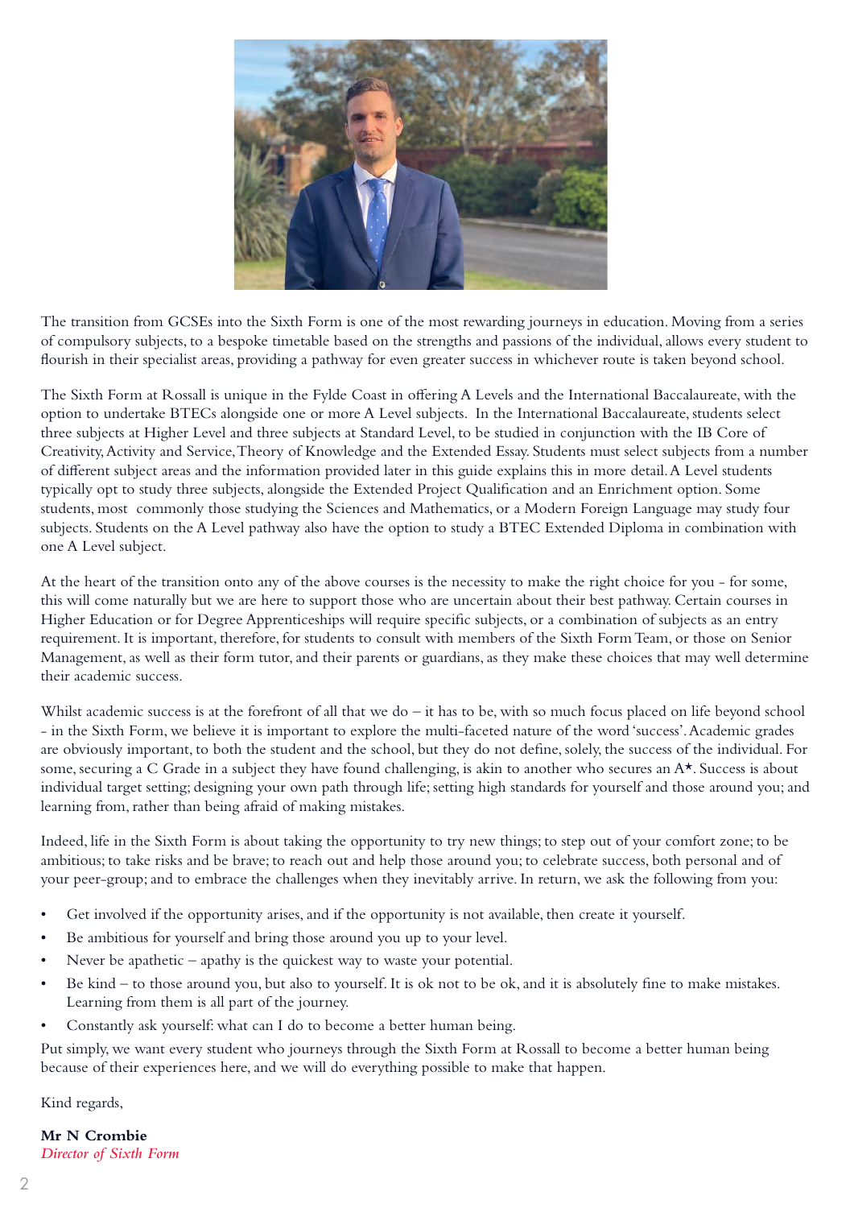The transition from GCSEs into the Sixth Form is one of the most rewarding journeys in education. Moving from a series of compulsory subjects, to a bespoke timetable based on the strengths and passions of the individual, allows every student to flourish in their specialist areas, providing a pathway for even greater success in whichever route is taken beyond school.

The Sixth Form at Rossall is unique in the Fylde Coast in offering A Levels and the International Baccalaureate, with the option to undertake BTECs alongside one or more A Level subjects. In the International Baccalaureate, students select three subjects at Higher Level and three subjects at Standard Level, to be studied in conjunction with the IB Core of Creativity, Activity and Service, Theory of Knowledge and the Extended Essay. Students must select subjects from a number of different subject areas and the information provided later in this guide explains this in more detail. A Level students typically opt to study three subjects, alongside the Extended Project Qualification and an Enrichment option. Some students, most commonly those studying the Sciences and Mathematics, or a Modern Foreign Language may study four subjects. Students on the A Level pathway also have the option to study a BTEC Extended Diploma in combination with one A Level subject.

At the heart of the transition onto any of the above courses is the necessity to make the right choice for you - for some, this will come naturally but we are here to support those who are uncertain about their best pathway. Certain courses in Higher Education or for Degree Apprenticeships will require specific subjects, or a combination of subjects as an entry requirement. It is important, therefore, for students to consult with members of the Sixth Form Team, or those on Senior Management, as well as their form tutor, and their parents or guardians, as they make these choices that may well determine their academic success.

Whilst academic success is at the forefront of all that we do – it has to be, with so much focus placed on life beyond school - in the Sixth Form, we believe it is important to explore the multi-faceted nature of the word 'success'. Academic grades are obviously important, to both the student and the school, but they do not define, solely, the success of the individual. For some, securing a C Grade in a subject they have found challenging, is akin to another who secures an A*. Success is about individual target setting; designing your own path through life; setting high standards for yourself and those around you; and learning from, rather than being afraid of making mistakes.

Indeed, life in the Sixth Form is about taking the opportunity to try new things; to step out of your comfort zone; to be ambitious; to take risks and be brave; to reach out and help those around you; to celebrate success, both personal and of your peer-group; and to embrace the challenges when they inevitably arrive. In return, we ask the following from you:

- Get involved if the opportunity arises, and if the opportunity is not available, then create it yourself.
- Be ambitious for yourself and bring those around you up to your level.
- Never be apathetic – apathy is the quickest way to waste your potential.
- Be kind – to those around you, but also to yourself. It is ok not to be ok, and it is absolutely fine to make mistakes. Learning from them is all part of the journey.
- Constantly ask yourself: what can I do to become a better human being.

Put simply, we want every student who journeys through the Sixth Form at Rossall to become a better human being because of their experiences here, and we will do everything possible to make that happen.

Kind regards,

**Mr N Crombie**
*Director of Sixth Form*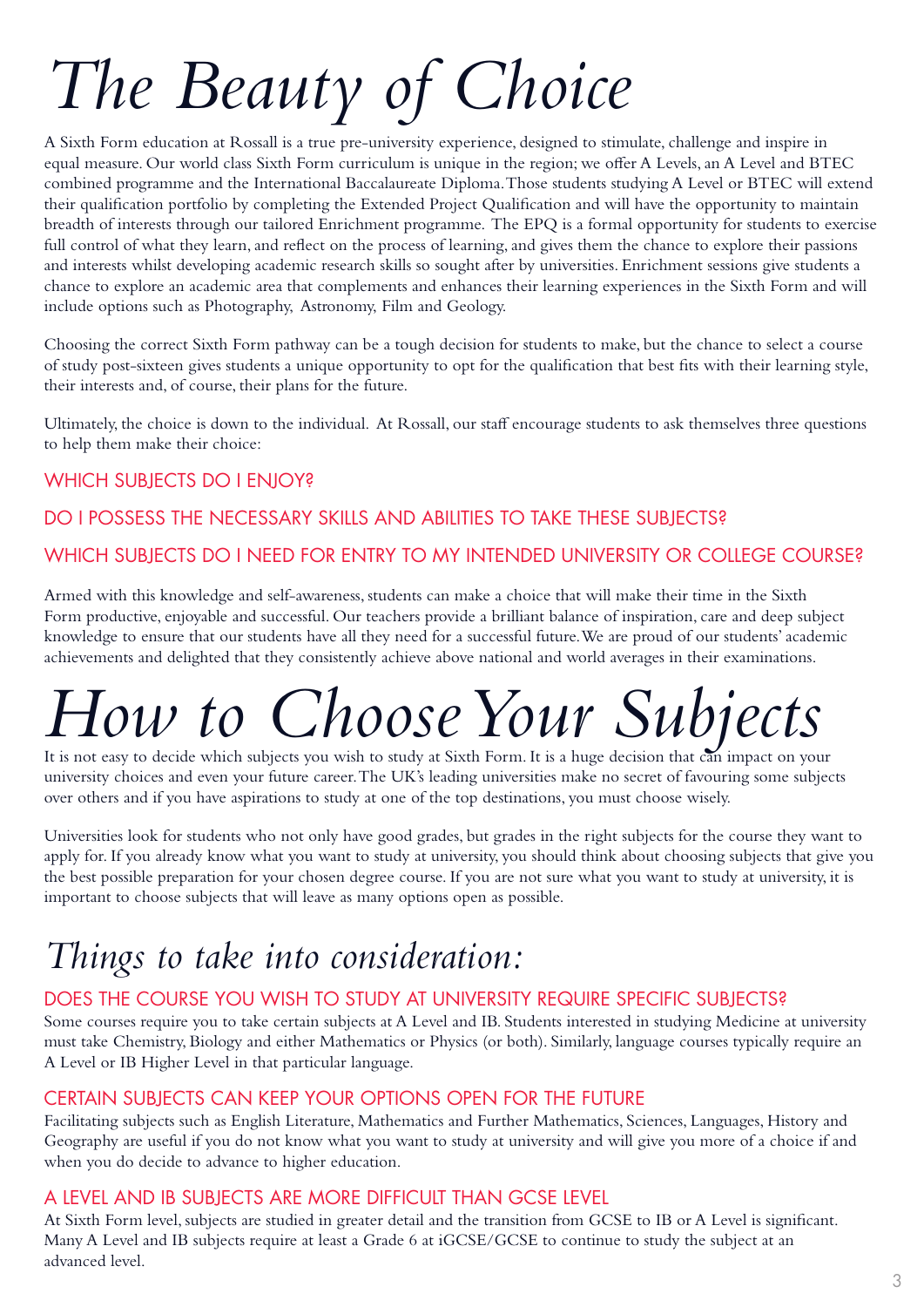# The Beauty of Choice

A Sixth Form education at Rossall is a true pre-university experience, designed to stimulate, challenge and inspire in equal measure. Our world class Sixth Form curriculum is unique in the region; we offer A Levels, an A Level and BTEC combined programme and the International Baccalaureate Diploma. Those students studying A Level or BTEC will extend their qualification portfolio by completing the Extended Project Qualification and will have the opportunity to maintain breadth of interests through our tailored Enrichment programme. The EPQ is a formal opportunity for students to exercise full control of what they learn, and reflect on the process of learning, and gives them the chance to explore their passions and interests whilst developing academic research skills so sought after by universities. Enrichment sessions give students a chance to explore an academic area that complements and enhances their learning experiences in the Sixth Form and will include options such as Photography, Astronomy, Film and Geology.

Choosing the correct Sixth Form pathway can be a tough decision for students to make, but the chance to select a course of study post-sixteen gives students a unique opportunity to opt for the qualification that best fits with their learning style, their interests and, of course, their plans for the future.

Ultimately, the choice is down to the individual. At Rossall, our staff encourage students to ask themselves three questions to help them make their choice:

### WHICH SUBJECTS DO I ENJOY?

### DO I POSSESS THE NECESSARY SKILLS AND ABILITIES TO TAKE THESE SUBJECTS?

### WHICH SUBJECTS DO I NEED FOR ENTRY TO MY INTENDED UNIVERSITY OR COLLEGE COURSE?

Armed with this knowledge and self-awareness, students can make a choice that will make their time in the Sixth Form productive, enjoyable and successful. Our teachers provide a brilliant balance of inspiration, care and deep subject knowledge to ensure that our students have all they need for a successful future. We are proud of our students' academic achievements and delighted that they consistently achieve above national and world averages in their examinations.

# How to Choose Your Subjects

It is not easy to decide which subjects you wish to study at Sixth Form. It is a huge decision that can impact on your university choices and even your future career. The UK's leading universities make no secret of favouring some subjects over others and if you have aspirations to study at one of the top destinations, you must choose wisely.

Universities look for students who not only have good grades, but grades in the right subjects for the course they want to apply for. If you already know what you want to study at university, you should think about choosing subjects that give you the best possible preparation for your chosen degree course. If you are not sure what you want to study at university, it is important to choose subjects that will leave as many options open as possible.

## Things to take into consideration:

### DOES THE COURSE YOU WISH TO STUDY AT UNIVERSITY REQUIRE SPECIFIC SUBJECTS?

Some courses require you to take certain subjects at A Level and IB. Students interested in studying Medicine at university must take Chemistry, Biology and either Mathematics or Physics (or both). Similarly, language courses typically require an A Level or IB Higher Level in that particular language.

### CERTAIN SUBJECTS CAN KEEP YOUR OPTIONS OPEN FOR THE FUTURE

Facilitating subjects such as English Literature, Mathematics and Further Mathematics, Sciences, Languages, History and Geography are useful if you do not know what you want to study at university and will give you more of a choice if and when you do decide to advance to higher education.

### A LEVEL AND IB SUBJECTS ARE MORE DIFFICULT THAN GCSE LEVEL

At Sixth Form level, subjects are studied in greater detail and the transition from GCSE to IB or A Level is significant. Many A Level and IB subjects require at least a Grade 6 at iGCSE/GCSE to continue to study the subject at an advanced level.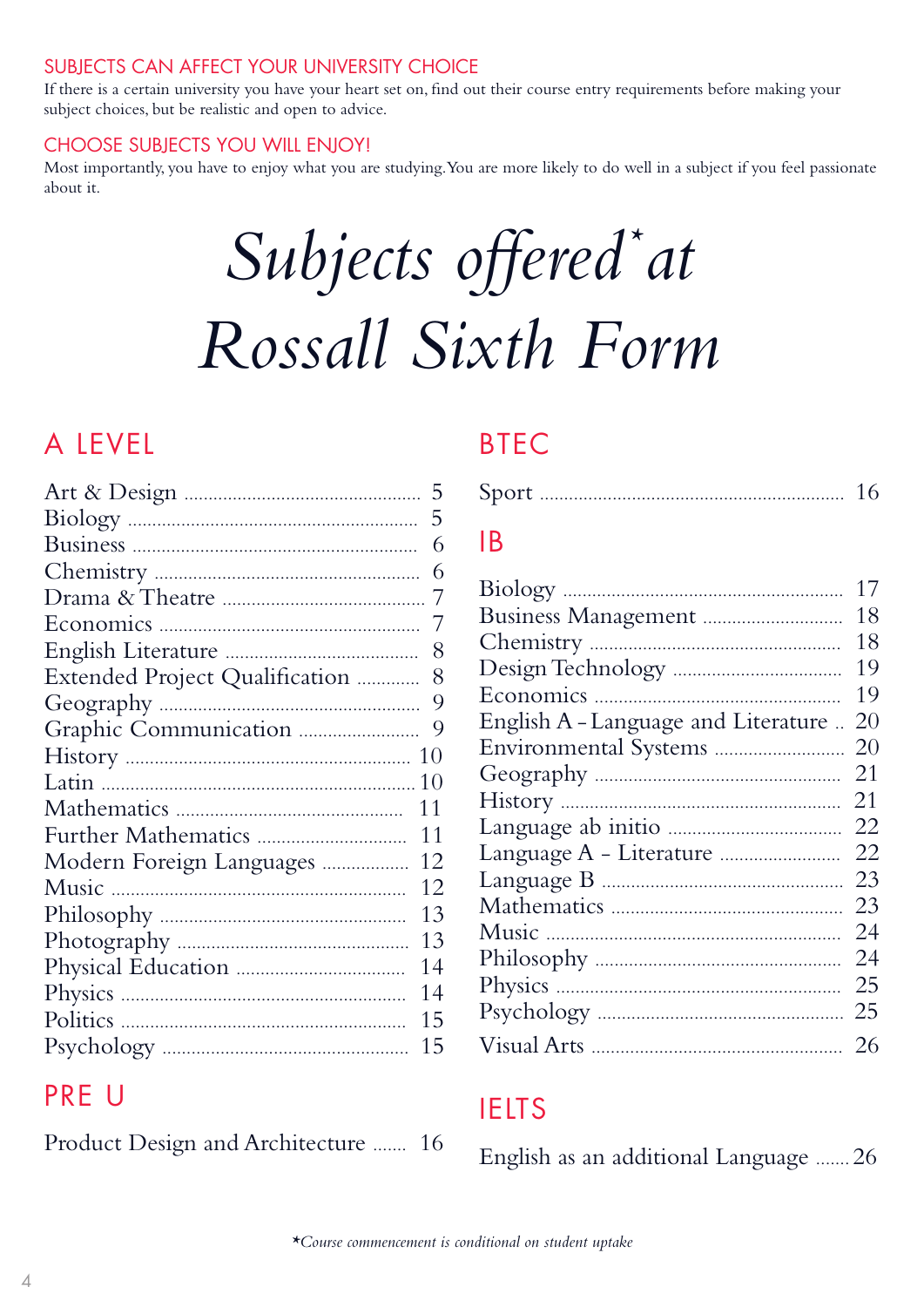## SUBJECTS CAN AFFECT YOUR UNIVERSITY CHOICE

If there is a certain university you have your heart set on, find out their course entry requirements before making your subject choices, but be realistic and open to advice.

## CHOOSE SUBJECTS YOU WILL ENJOY!

Most importantly, you have to enjoy what you are studying. You are more likely to do well in a subject if you feel passionate about it.

# *Subjects offered\* at Rossall Sixth Form*

## A LEVEL

- Art & Design ........ 5
- Biology ........ 5
- Business ........ 6
- Chemistry ........ 6
- Drama & Theatre ........ 7
- Economics ........ 7
- English Literature ........ 8
- Extended Project Qualification ........ 8
- Geography ........ 9
- Graphic Communication ........ 9
- History ........ 10
- Latin ........ 10
- Mathematics ........ 11
- Further Mathematics ........ 11
- Modern Foreign Languages ........ 12
- Music ........ 12
- Philosophy ........ 13
- Photography ........ 13
- Physical Education ........ 14
- Physics ........ 14
- Politics ........ 15
- Psychology ........ 15

## PRE U

- Product Design and Architecture ........ 16

## BTEC

- Sport ........ 16

## IB

- Biology ........ 17
- Business Management ........ 18
- Chemistry ........ 18
- Design Technology ........ 19
- Economics ........ 19
- English A - Language and Literature ........ 20
- Environmental Systems ........ 20
- Geography ........ 21
- History ........ 21
- Language ab initio ........ 22
- Language A - Literature ........ 22
- Language B ........ 23
- Mathematics ........ 23
- Music ........ 24
- Philosophy ........ 24
- Physics ........ 25
- Psychology ........ 25
- Visual Arts ........ 26

## IELTS

- English as an additional Language ........ 26

*\*Course commencement is conditional on student uptake*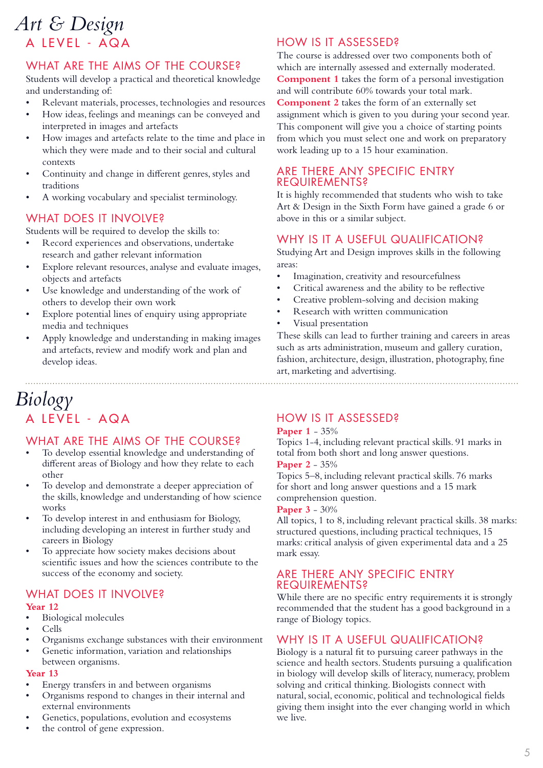# Art & Design

## A LEVEL - AQA

### WHAT ARE THE AIMS OF THE COURSE?

Students will develop a practical and theoretical knowledge and understanding of:

- Relevant materials, processes, technologies and resources
- How ideas, feelings and meanings can be conveyed and interpreted in images and artefacts
- How images and artefacts relate to the time and place in which they were made and to their social and cultural contexts
- Continuity and change in different genres, styles and traditions
- A working vocabulary and specialist terminology.

### WHAT DOES IT INVOLVE?

Students will be required to develop the skills to:

- Record experiences and observations, undertake research and gather relevant information
- Explore relevant resources, analyse and evaluate images, objects and artefacts
- Use knowledge and understanding of the work of others to develop their own work
- Explore potential lines of enquiry using appropriate media and techniques
- Apply knowledge and understanding in making images and artefacts, review and modify work and plan and develop ideas.

### HOW IS IT ASSESSED?

The course is addressed over two components both of which are internally assessed and externally moderated. **Component 1** takes the form of a personal investigation and will contribute 60% towards your total mark. **Component 2** takes the form of an externally set assignment which is given to you during your second year. This component will give you a choice of starting points from which you must select one and work on preparatory work leading up to a 15 hour examination.

### ARE THERE ANY SPECIFIC ENTRY REQUIREMENTS?

It is highly recommended that students who wish to take Art & Design in the Sixth Form have gained a grade 6 or above in this or a similar subject.

### WHY IS IT A USEFUL QUALIFICATION?

Studying Art and Design improves skills in the following areas:

- Imagination, creativity and resourcefulness
- Critical awareness and the ability to be reflective
- Creative problem-solving and decision making
- Research with written communication
- Visual presentation

These skills can lead to further training and careers in areas such as arts administration, museum and gallery curation, fashion, architecture, design, illustration, photography, fine art, marketing and advertising.

---

# Biology

## A LEVEL - AQA

### WHAT ARE THE AIMS OF THE COURSE?

- To develop essential knowledge and understanding of different areas of Biology and how they relate to each other
- To develop and demonstrate a deeper appreciation of the skills, knowledge and understanding of how science works
- To develop interest in and enthusiasm for Biology, including developing an interest in further study and careers in Biology
- To appreciate how society makes decisions about scientific issues and how the sciences contribute to the success of the economy and society.

### WHAT DOES IT INVOLVE?

**Year 12**

- Biological molecules
- Cells
- Organisms exchange substances with their environment
- Genetic information, variation and relationships between organisms.

**Year 13**

- Energy transfers in and between organisms
- Organisms respond to changes in their internal and external environments
- Genetics, populations, evolution and ecosystems
- the control of gene expression.

### HOW IS IT ASSESSED?

**Paper 1** - 35%
Topics 1-4, including relevant practical skills. 91 marks in total from both short and long answer questions.

**Paper 2** - 35%
Topics 5–8, including relevant practical skills. 76 marks for short and long answer questions and a 15 mark comprehension question.

**Paper 3** - 30%
All topics, 1 to 8, including relevant practical skills. 38 marks: structured questions, including practical techniques, 15 marks: critical analysis of given experimental data and a 25 mark essay.

### ARE THERE ANY SPECIFIC ENTRY REQUIREMENTS?

While there are no specific entry requirements it is strongly recommended that the student has a good background in a range of Biology topics.

### WHY IS IT A USEFUL QUALIFICATION?

Biology is a natural fit to pursuing career pathways in the science and health sectors. Students pursuing a qualification in biology will develop skills of literacy, numeracy, problem solving and critical thinking. Biologists connect with natural, social, economic, political and technological fields giving them insight into the ever changing world in which we live.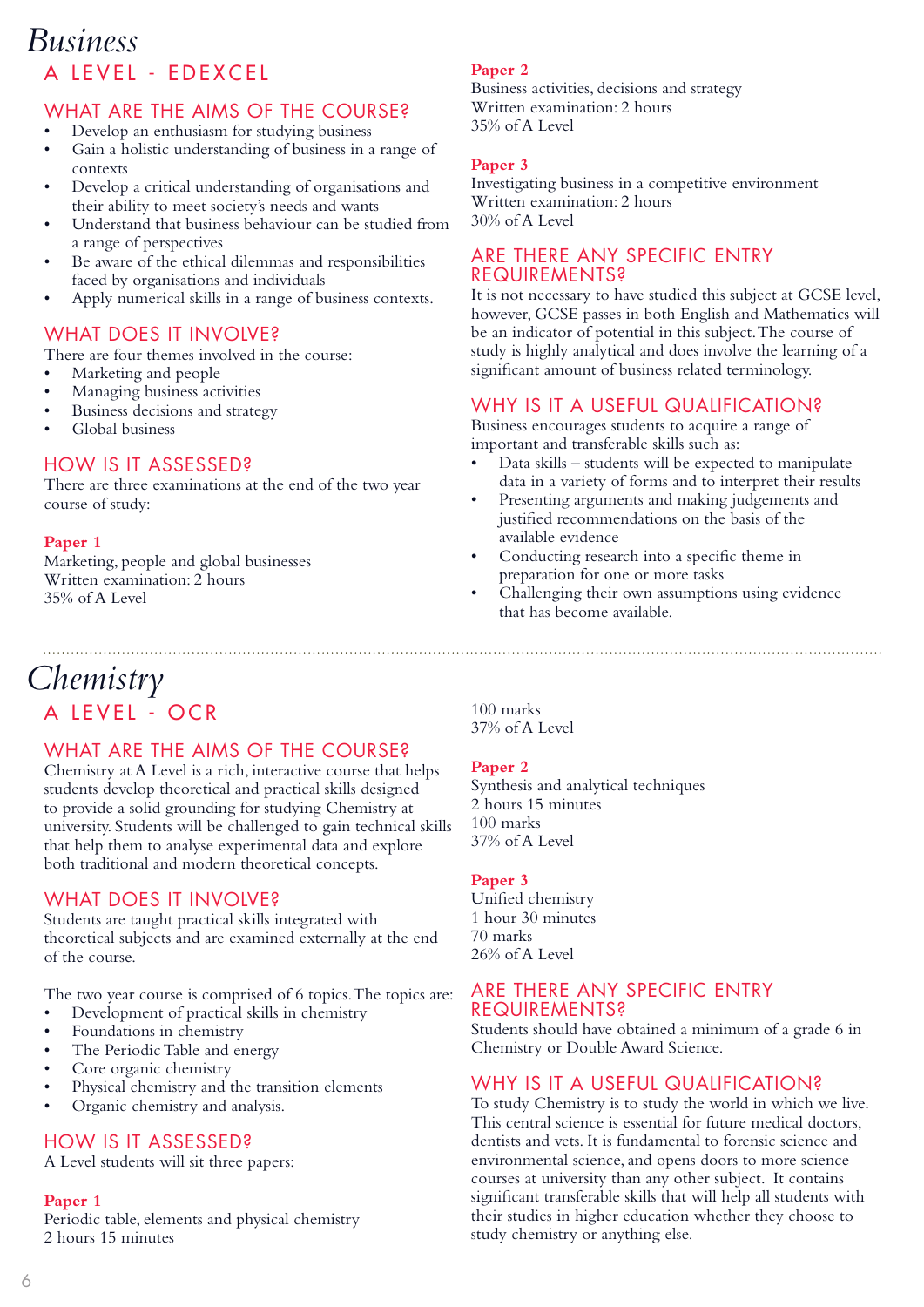# Business

## A LEVEL - EDEXCEL

### WHAT ARE THE AIMS OF THE COURSE?

- Develop an enthusiasm for studying business
- Gain a holistic understanding of business in a range of contexts
- Develop a critical understanding of organisations and their ability to meet society's needs and wants
- Understand that business behaviour can be studied from a range of perspectives
- Be aware of the ethical dilemmas and responsibilities faced by organisations and individuals
- Apply numerical skills in a range of business contexts.

### WHAT DOES IT INVOLVE?

There are four themes involved in the course:

- Marketing and people
- Managing business activities
- Business decisions and strategy
- Global business

### HOW IS IT ASSESSED?

There are three examinations at the end of the two year course of study:

**Paper 1**
Marketing, people and global businesses
Written examination: 2 hours
35% of A Level

**Paper 2**
Business activities, decisions and strategy
Written examination: 2 hours
35% of A Level

**Paper 3**
Investigating business in a competitive environment
Written examination: 2 hours
30% of A Level

### ARE THERE ANY SPECIFIC ENTRY REQUIREMENTS?

It is not necessary to have studied this subject at GCSE level, however, GCSE passes in both English and Mathematics will be an indicator of potential in this subject. The course of study is highly analytical and does involve the learning of a significant amount of business related terminology.

### WHY IS IT A USEFUL QUALIFICATION?

Business encourages students to acquire a range of important and transferable skills such as:

- Data skills – students will be expected to manipulate data in a variety of forms and to interpret their results
- Presenting arguments and making judgements and justified recommendations on the basis of the available evidence
- Conducting research into a specific theme in preparation for one or more tasks
- Challenging their own assumptions using evidence that has become available.

---

# Chemistry

## A LEVEL - OCR

### WHAT ARE THE AIMS OF THE COURSE?

Chemistry at A Level is a rich, interactive course that helps students develop theoretical and practical skills designed to provide a solid grounding for studying Chemistry at university. Students will be challenged to gain technical skills that help them to analyse experimental data and explore both traditional and modern theoretical concepts.

### WHAT DOES IT INVOLVE?

Students are taught practical skills integrated with theoretical subjects and are examined externally at the end of the course.

The two year course is comprised of 6 topics. The topics are:

- Development of practical skills in chemistry
- Foundations in chemistry
- The Periodic Table and energy
- Core organic chemistry
- Physical chemistry and the transition elements
- Organic chemistry and analysis.

### HOW IS IT ASSESSED?

A Level students will sit three papers:

**Paper 1**
Periodic table, elements and physical chemistry
2 hours 15 minutes
100 marks
37% of A Level

**Paper 2**
Synthesis and analytical techniques
2 hours 15 minutes
100 marks
37% of A Level

**Paper 3**
Unified chemistry
1 hour 30 minutes
70 marks
26% of A Level

### ARE THERE ANY SPECIFIC ENTRY REQUIREMENTS?

Students should have obtained a minimum of a grade 6 in Chemistry or Double Award Science.

### WHY IS IT A USEFUL QUALIFICATION?

To study Chemistry is to study the world in which we live. This central science is essential for future medical doctors, dentists and vets. It is fundamental to forensic science and environmental science, and opens doors to more science courses at university than any other subject. It contains significant transferable skills that will help all students with their studies in higher education whether they choose to study chemistry or anything else.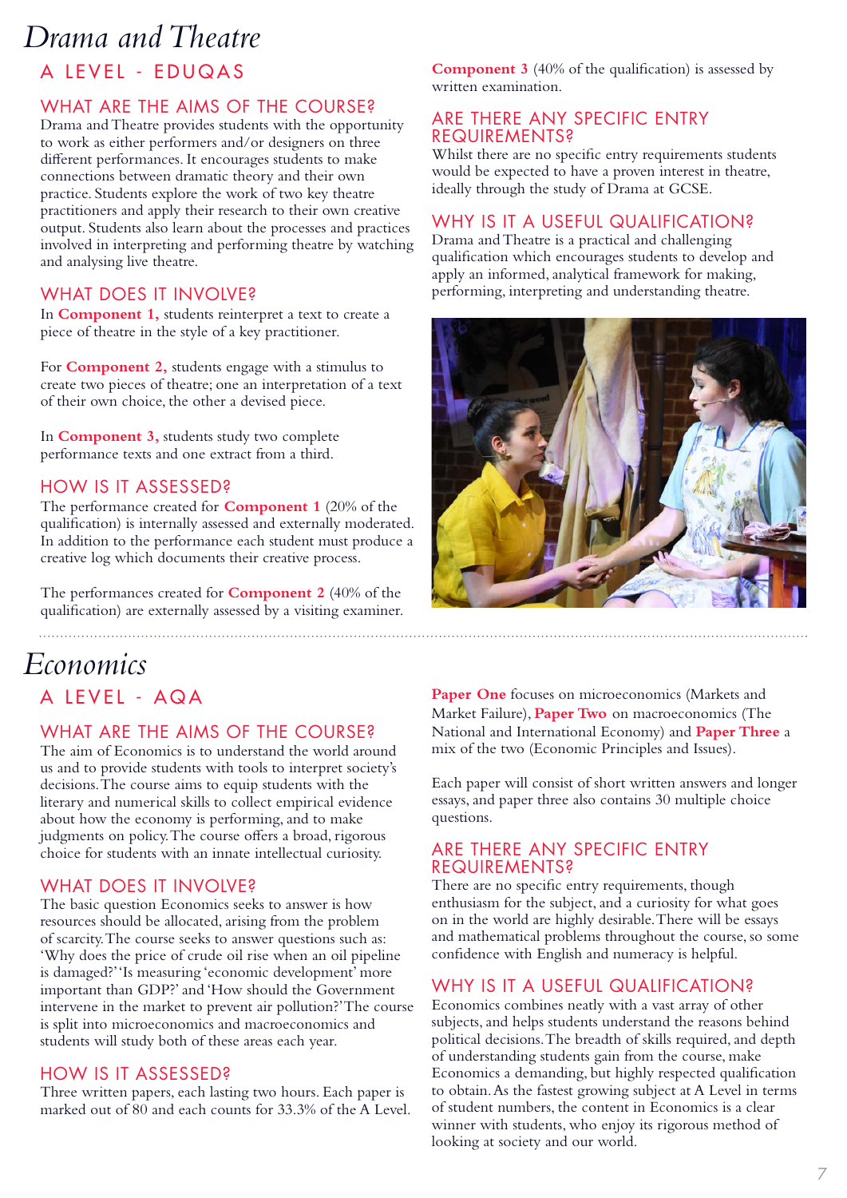# Drama and Theatre

## A LEVEL - EDUQAS

### WHAT ARE THE AIMS OF THE COURSE?

Drama and Theatre provides students with the opportunity to work as either performers and/or designers on three different performances. It encourages students to make connections between dramatic theory and their own practice. Students explore the work of two key theatre practitioners and apply their research to their own creative output. Students also learn about the processes and practices involved in interpreting and performing theatre by watching and analysing live theatre.

### WHAT DOES IT INVOLVE?

In **Component 1,** students reinterpret a text to create a piece of theatre in the style of a key practitioner.

For **Component 2,** students engage with a stimulus to create two pieces of theatre; one an interpretation of a text of their own choice, the other a devised piece.

In **Component 3,** students study two complete performance texts and one extract from a third.

### HOW IS IT ASSESSED?

The performance created for **Component 1** (20% of the qualification) is internally assessed and externally moderated. In addition to the performance each student must produce a creative log which documents their creative process.

The performances created for **Component 2** (40% of the qualification) are externally assessed by a visiting examiner.

**Component 3** (40% of the qualification) is assessed by written examination.

### ARE THERE ANY SPECIFIC ENTRY REQUIREMENTS?

Whilst there are no specific entry requirements students would be expected to have a proven interest in theatre, ideally through the study of Drama at GCSE.

### WHY IS IT A USEFUL QUALIFICATION?

Drama and Theatre is a practical and challenging qualification which encourages students to develop and apply an informed, analytical framework for making, performing, interpreting and understanding theatre.

# Economics

## A LEVEL - AQA

### WHAT ARE THE AIMS OF THE COURSE?

The aim of Economics is to understand the world around us and to provide students with tools to interpret society's decisions. The course aims to equip students with the literary and numerical skills to collect empirical evidence about how the economy is performing, and to make judgments on policy. The course offers a broad, rigorous choice for students with an innate intellectual curiosity.

### WHAT DOES IT INVOLVE?

The basic question Economics seeks to answer is how resources should be allocated, arising from the problem of scarcity. The course seeks to answer questions such as: 'Why does the price of crude oil rise when an oil pipeline is damaged?' 'Is measuring 'economic development' more important than GDP?' and 'How should the Government intervene in the market to prevent air pollution?' The course is split into microeconomics and macroeconomics and students will study both of these areas each year.

### HOW IS IT ASSESSED?

Three written papers, each lasting two hours. Each paper is marked out of 80 and each counts for 33.3% of the A Level.

**Paper One** focuses on microeconomics (Markets and Market Failure), **Paper Two** on macroeconomics (The National and International Economy) and **Paper Three** a mix of the two (Economic Principles and Issues).

Each paper will consist of short written answers and longer essays, and paper three also contains 30 multiple choice questions.

### ARE THERE ANY SPECIFIC ENTRY REQUIREMENTS?

There are no specific entry requirements, though enthusiasm for the subject, and a curiosity for what goes on in the world are highly desirable. There will be essays and mathematical problems throughout the course, so some confidence with English and numeracy is helpful.

### WHY IS IT A USEFUL QUALIFICATION?

Economics combines neatly with a vast array of other subjects, and helps students understand the reasons behind political decisions. The breadth of skills required, and depth of understanding students gain from the course, make Economics a demanding, but highly respected qualification to obtain. As the fastest growing subject at A Level in terms of student numbers, the content in Economics is a clear winner with students, who enjoy its rigorous method of looking at society and our world.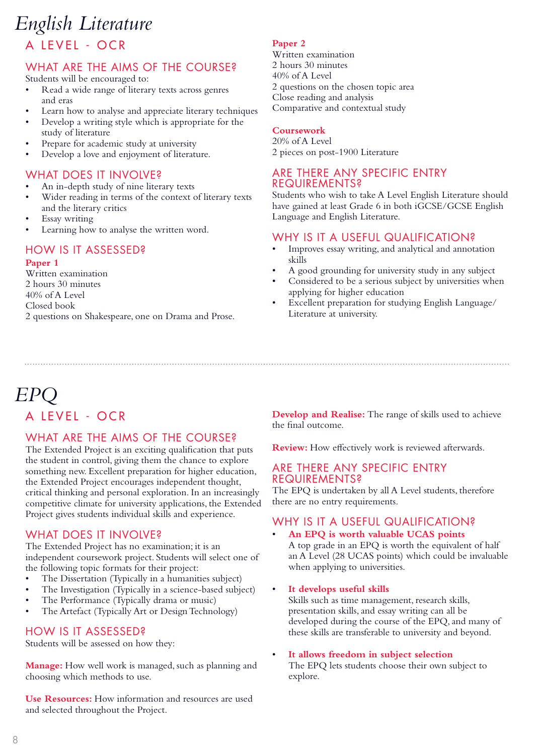# English Literature

## A LEVEL - OCR

### WHAT ARE THE AIMS OF THE COURSE?

Students will be encouraged to:

- Read a wide range of literary texts across genres and eras
- Learn how to analyse and appreciate literary techniques
- Develop a writing style which is appropriate for the study of literature
- Prepare for academic study at university
- Develop a love and enjoyment of literature.

### WHAT DOES IT INVOLVE?

- An in-depth study of nine literary texts
- Wider reading in terms of the context of literary texts and the literary critics
- Essay writing
- Learning how to analyse the written word.

### HOW IS IT ASSESSED?

**Paper 1**
Written examination
2 hours 30 minutes
40% of A Level
Closed book
2 questions on Shakespeare, one on Drama and Prose.

**Paper 2**
Written examination
2 hours 30 minutes
40% of A Level
2 questions on the chosen topic area
Close reading and analysis
Comparative and contextual study

**Coursework**
20% of A Level
2 pieces on post-1900 Literature

### ARE THERE ANY SPECIFIC ENTRY REQUIREMENTS?

Students who wish to take A Level English Literature should have gained at least Grade 6 in both iGCSE/GCSE English Language and English Literature.

### WHY IS IT A USEFUL QUALIFICATION?

- Improves essay writing, and analytical and annotation skills
- A good grounding for university study in any subject
- Considered to be a serious subject by universities when applying for higher education
- Excellent preparation for studying English Language/ Literature at university.

---

# EPQ

## A LEVEL - OCR

### WHAT ARE THE AIMS OF THE COURSE?

The Extended Project is an exciting qualification that puts the student in control, giving them the chance to explore something new. Excellent preparation for higher education, the Extended Project encourages independent thought, critical thinking and personal exploration. In an increasingly competitive climate for university applications, the Extended Project gives students individual skills and experience.

### WHAT DOES IT INVOLVE?

The Extended Project has no examination; it is an independent coursework project. Students will select one of the following topic formats for their project:

- The Dissertation (Typically in a humanities subject)
- The Investigation (Typically in a science-based subject)
- The Performance (Typically drama or music)
- The Artefact (Typically Art or Design Technology)

### HOW IS IT ASSESSED?

Students will be assessed on how they:

**Manage:** How well work is managed, such as planning and choosing which methods to use.

**Use Resources:** How information and resources are used and selected throughout the Project.

**Develop and Realise:** The range of skills used to achieve the final outcome.

**Review:** How effectively work is reviewed afterwards.

### ARE THERE ANY SPECIFIC ENTRY REQUIREMENTS?

The EPQ is undertaken by all A Level students, therefore there are no entry requirements.

### WHY IS IT A USEFUL QUALIFICATION?

- **An EPQ is worth valuable UCAS points**
  A top grade in an EPQ is worth the equivalent of half an A Level (28 UCAS points) which could be invaluable when applying to universities.

- **It develops useful skills**
  Skills such as time management, research skills, presentation skills, and essay writing can all be developed during the course of the EPQ, and many of these skills are transferable to university and beyond.

- **It allows freedom in subject selection**
  The EPQ lets students choose their own subject to explore.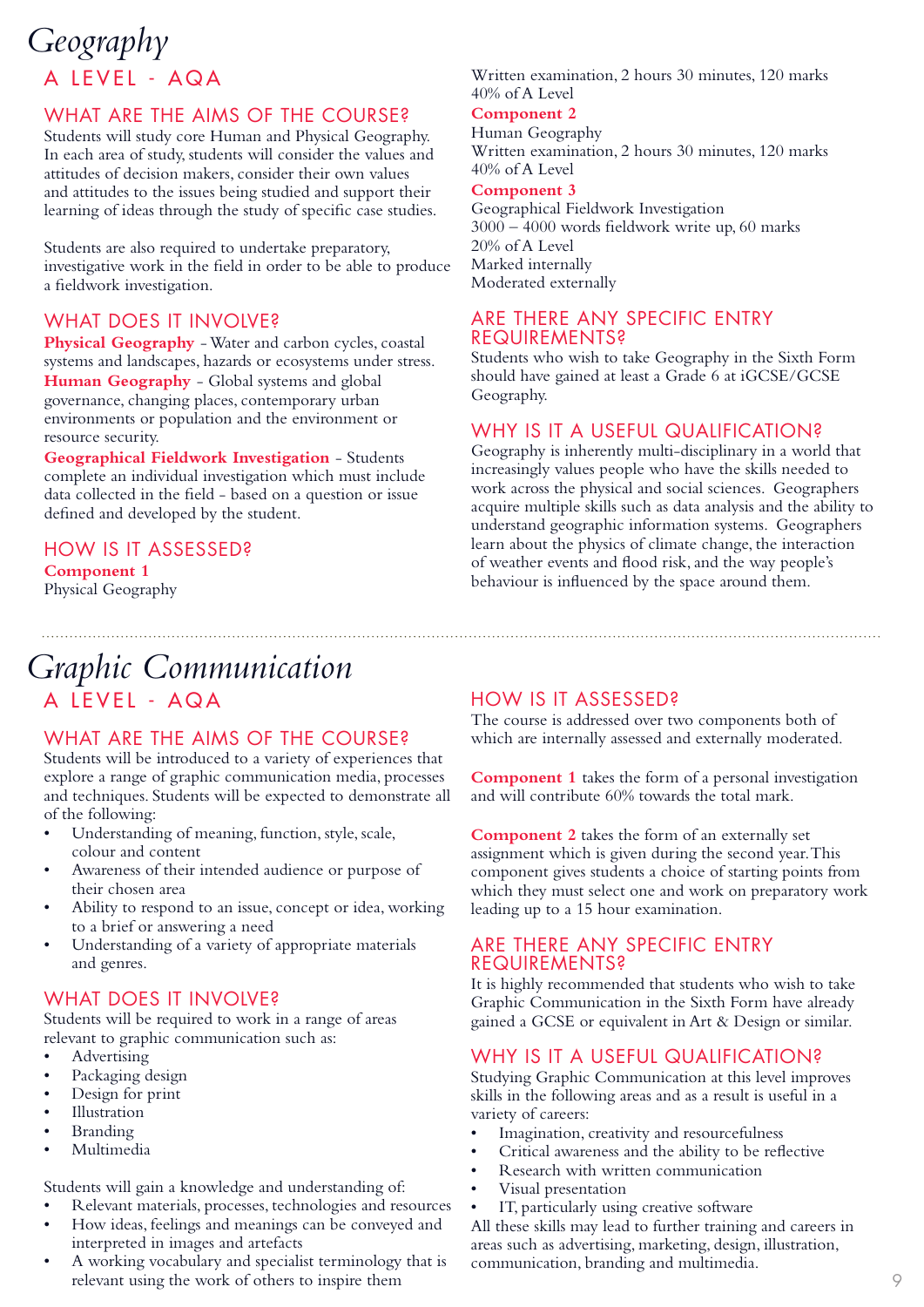# Geography

## A LEVEL - AQA

### WHAT ARE THE AIMS OF THE COURSE?

Students will study core Human and Physical Geography. In each area of study, students will consider the values and attitudes of decision makers, consider their own values and attitudes to the issues being studied and support their learning of ideas through the study of specific case studies.

Students are also required to undertake preparatory, investigative work in the field in order to be able to produce a fieldwork investigation.

### WHAT DOES IT INVOLVE?

**Physical Geography** - Water and carbon cycles, coastal systems and landscapes, hazards or ecosystems under stress.

**Human Geography** - Global systems and global governance, changing places, contemporary urban environments or population and the environment or resource security.

**Geographical Fieldwork Investigation** - Students complete an individual investigation which must include data collected in the field - based on a question or issue defined and developed by the student.

### HOW IS IT ASSESSED?

**Component 1**

Physical Geography

Written examination, 2 hours 30 minutes, 120 marks

40% of A Level

**Component 2**

Human Geography

Written examination, 2 hours 30 minutes, 120 marks

40% of A Level

**Component 3**

Geographical Fieldwork Investigation

3000 – 4000 words fieldwork write up, 60 marks

20% of A Level

Marked internally

Moderated externally

### ARE THERE ANY SPECIFIC ENTRY REQUIREMENTS?

Students who wish to take Geography in the Sixth Form should have gained at least a Grade 6 at iGCSE/GCSE Geography.

### WHY IS IT A USEFUL QUALIFICATION?

Geography is inherently multi-disciplinary in a world that increasingly values people who have the skills needed to work across the physical and social sciences. Geographers acquire multiple skills such as data analysis and the ability to understand geographic information systems. Geographers learn about the physics of climate change, the interaction of weather events and flood risk, and the way people's behaviour is influenced by the space around them.

# Graphic Communication

## A LEVEL - AQA

### WHAT ARE THE AIMS OF THE COURSE?

Students will be introduced to a variety of experiences that explore a range of graphic communication media, processes and techniques. Students will be expected to demonstrate all of the following:

- Understanding of meaning, function, style, scale, colour and content
- Awareness of their intended audience or purpose of their chosen area
- Ability to respond to an issue, concept or idea, working to a brief or answering a need
- Understanding of a variety of appropriate materials and genres.

### WHAT DOES IT INVOLVE?

Students will be required to work in a range of areas relevant to graphic communication such as:

- Advertising
- Packaging design
- Design for print
- Illustration
- Branding
- Multimedia

Students will gain a knowledge and understanding of:

- Relevant materials, processes, technologies and resources
- How ideas, feelings and meanings can be conveyed and interpreted in images and artefacts
- A working vocabulary and specialist terminology that is relevant using the work of others to inspire them

### HOW IS IT ASSESSED?

The course is addressed over two components both of which are internally assessed and externally moderated.

**Component 1** takes the form of a personal investigation and will contribute 60% towards the total mark.

**Component 2** takes the form of an externally set assignment which is given during the second year. This component gives students a choice of starting points from which they must select one and work on preparatory work leading up to a 15 hour examination.

### ARE THERE ANY SPECIFIC ENTRY REQUIREMENTS?

It is highly recommended that students who wish to take Graphic Communication in the Sixth Form have already gained a GCSE or equivalent in Art & Design or similar.

### WHY IS IT A USEFUL QUALIFICATION?

Studying Graphic Communication at this level improves skills in the following areas and as a result is useful in a variety of careers:

- Imagination, creativity and resourcefulness
- Critical awareness and the ability to be reflective
- Research with written communication
- Visual presentation
- IT, particularly using creative software

All these skills may lead to further training and careers in areas such as advertising, marketing, design, illustration, communication, branding and multimedia.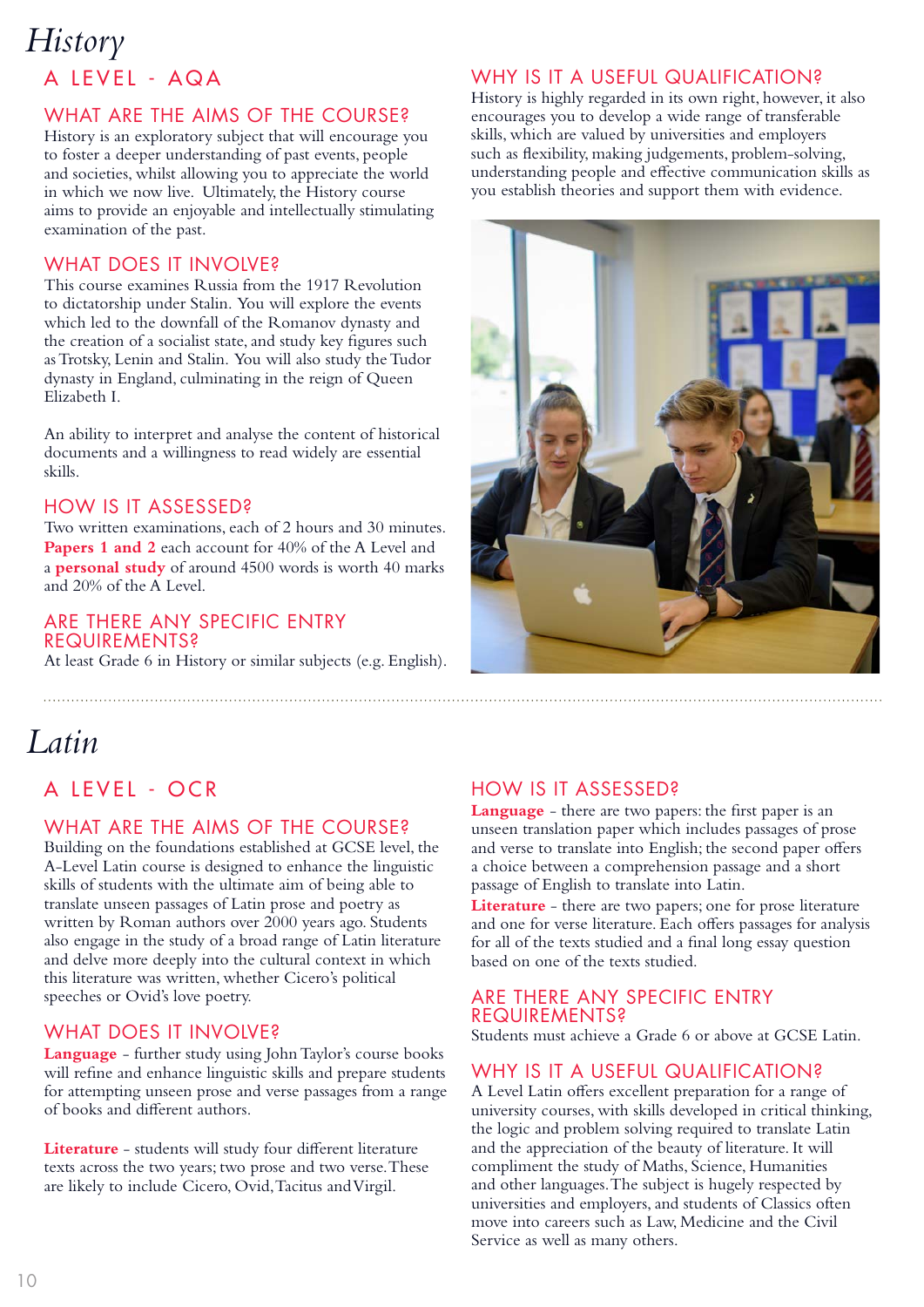# History

## A LEVEL - AQA

### WHAT ARE THE AIMS OF THE COURSE?

History is an exploratory subject that will encourage you to foster a deeper understanding of past events, people and societies, whilst allowing you to appreciate the world in which we now live. Ultimately, the History course aims to provide an enjoyable and intellectually stimulating examination of the past.

### WHAT DOES IT INVOLVE?

This course examines Russia from the 1917 Revolution to dictatorship under Stalin. You will explore the events which led to the downfall of the Romanov dynasty and the creation of a socialist state, and study key figures such as Trotsky, Lenin and Stalin. You will also study the Tudor dynasty in England, culminating in the reign of Queen Elizabeth I.

An ability to interpret and analyse the content of historical documents and a willingness to read widely are essential skills.

### HOW IS IT ASSESSED?

Two written examinations, each of 2 hours and 30 minutes. **Papers 1 and 2** each account for 40% of the A Level and a **personal study** of around 4500 words is worth 40 marks and 20% of the A Level.

### ARE THERE ANY SPECIFIC ENTRY REQUIREMENTS?

At least Grade 6 in History or similar subjects (e.g. English).

### WHY IS IT A USEFUL QUALIFICATION?

History is highly regarded in its own right, however, it also encourages you to develop a wide range of transferable skills, which are valued by universities and employers such as flexibility, making judgements, problem-solving, understanding people and effective communication skills as you establish theories and support them with evidence.

# Latin

## A LEVEL - OCR

### WHAT ARE THE AIMS OF THE COURSE?

Building on the foundations established at GCSE level, the A-Level Latin course is designed to enhance the linguistic skills of students with the ultimate aim of being able to translate unseen passages of Latin prose and poetry as written by Roman authors over 2000 years ago. Students also engage in the study of a broad range of Latin literature and delve more deeply into the cultural context in which this literature was written, whether Cicero's political speeches or Ovid's love poetry.

### WHAT DOES IT INVOLVE?

**Language** - further study using John Taylor's course books will refine and enhance linguistic skills and prepare students for attempting unseen prose and verse passages from a range of books and different authors.

**Literature** - students will study four different literature texts across the two years; two prose and two verse. These are likely to include Cicero, Ovid, Tacitus and Virgil.

### HOW IS IT ASSESSED?

**Language** - there are two papers: the first paper is an unseen translation paper which includes passages of prose and verse to translate into English; the second paper offers a choice between a comprehension passage and a short passage of English to translate into Latin.

**Literature** - there are two papers; one for prose literature and one for verse literature. Each offers passages for analysis for all of the texts studied and a final long essay question based on one of the texts studied.

### ARE THERE ANY SPECIFIC ENTRY REQUIREMENTS?

Students must achieve a Grade 6 or above at GCSE Latin.

### WHY IS IT A USEFUL QUALIFICATION?

A Level Latin offers excellent preparation for a range of university courses, with skills developed in critical thinking, the logic and problem solving required to translate Latin and the appreciation of the beauty of literature. It will compliment the study of Maths, Science, Humanities and other languages. The subject is hugely respected by universities and employers, and students of Classics often move into careers such as Law, Medicine and the Civil Service as well as many others.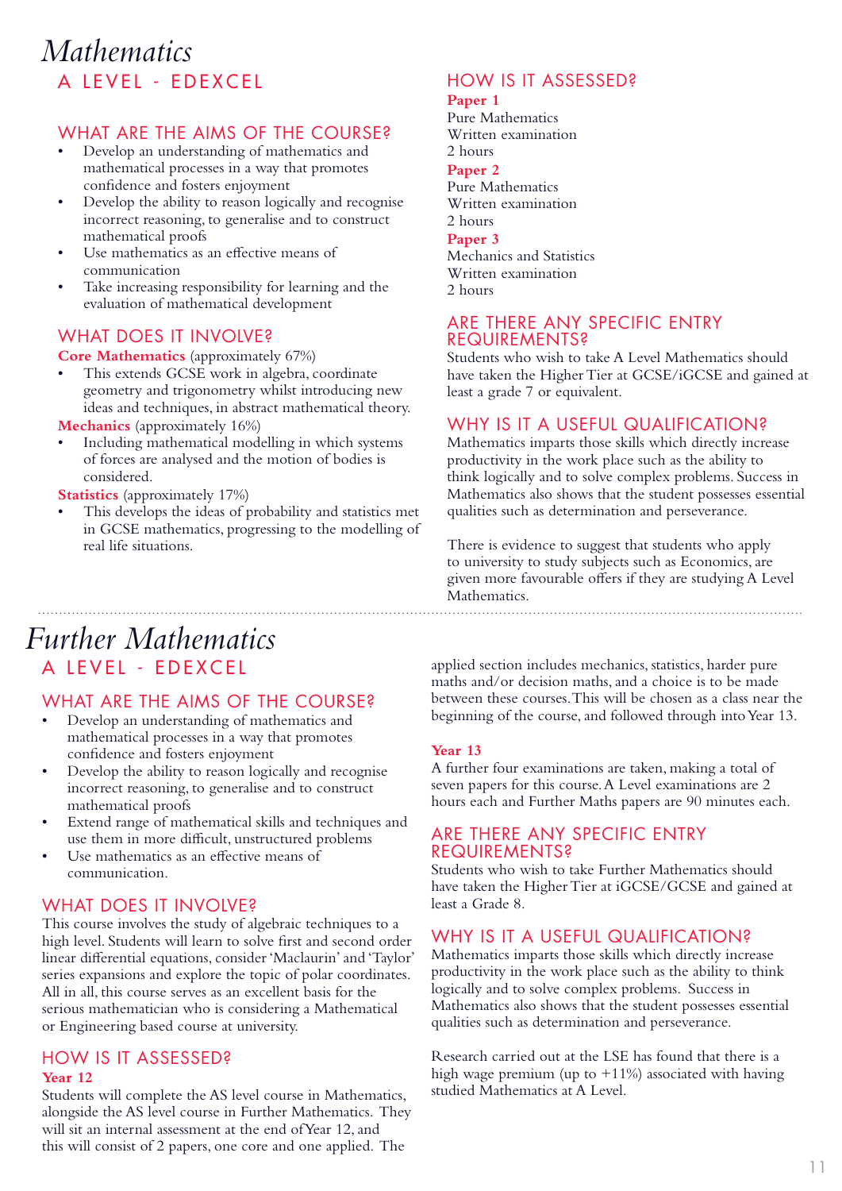# Mathematics

## A LEVEL - EDEXCEL

### WHAT ARE THE AIMS OF THE COURSE?

- Develop an understanding of mathematics and mathematical processes in a way that promotes confidence and fosters enjoyment
- Develop the ability to reason logically and recognise incorrect reasoning, to generalise and to construct mathematical proofs
- Use mathematics as an effective means of communication
- Take increasing responsibility for learning and the evaluation of mathematical development

### WHAT DOES IT INVOLVE?

**Core Mathematics** (approximately 67%)

- This extends GCSE work in algebra, coordinate geometry and trigonometry whilst introducing new ideas and techniques, in abstract mathematical theory.

**Mechanics** (approximately 16%)

- Including mathematical modelling in which systems of forces are analysed and the motion of bodies is considered.

**Statistics** (approximately 17%)

- This develops the ideas of probability and statistics met in GCSE mathematics, progressing to the modelling of real life situations.

### HOW IS IT ASSESSED?

**Paper 1**
Pure Mathematics
Written examination
2 hours

**Paper 2**
Pure Mathematics
Written examination
2 hours

**Paper 3**
Mechanics and Statistics
Written examination
2 hours

### ARE THERE ANY SPECIFIC ENTRY REQUIREMENTS?

Students who wish to take A Level Mathematics should have taken the Higher Tier at GCSE/iGCSE and gained at least a grade 7 or equivalent.

### WHY IS IT A USEFUL QUALIFICATION?

Mathematics imparts those skills which directly increase productivity in the work place such as the ability to think logically and to solve complex problems. Success in Mathematics also shows that the student possesses essential qualities such as determination and perseverance.

There is evidence to suggest that students who apply to university to study subjects such as Economics, are given more favourable offers if they are studying A Level Mathematics.

---

# Further Mathematics

## A LEVEL - EDEXCEL

### WHAT ARE THE AIMS OF THE COURSE?

- Develop an understanding of mathematics and mathematical processes in a way that promotes confidence and fosters enjoyment
- Develop the ability to reason logically and recognise incorrect reasoning, to generalise and to construct mathematical proofs
- Extend range of mathematical skills and techniques and use them in more difficult, unstructured problems
- Use mathematics as an effective means of communication.

### WHAT DOES IT INVOLVE?

This course involves the study of algebraic techniques to a high level. Students will learn to solve first and second order linear differential equations, consider 'Maclaurin' and 'Taylor' series expansions and explore the topic of polar coordinates. All in all, this course serves as an excellent basis for the serious mathematician who is considering a Mathematical or Engineering based course at university.

### HOW IS IT ASSESSED?

**Year 12**

Students will complete the AS level course in Mathematics, alongside the AS level course in Further Mathematics. They will sit an internal assessment at the end of Year 12, and this will consist of 2 papers, one core and one applied. The applied section includes mechanics, statistics, harder pure maths and/or decision maths, and a choice is to be made between these courses. This will be chosen as a class near the beginning of the course, and followed through into Year 13.

**Year 13**

A further four examinations are taken, making a total of seven papers for this course. A Level examinations are 2 hours each and Further Maths papers are 90 minutes each.

### ARE THERE ANY SPECIFIC ENTRY REQUIREMENTS?

Students who wish to take Further Mathematics should have taken the Higher Tier at iGCSE/GCSE and gained at least a Grade 8.

### WHY IS IT A USEFUL QUALIFICATION?

Mathematics imparts those skills which directly increase productivity in the work place such as the ability to think logically and to solve complex problems. Success in Mathematics also shows that the student possesses essential qualities such as determination and perseverance.

Research carried out at the LSE has found that there is a high wage premium (up to +11%) associated with having studied Mathematics at A Level.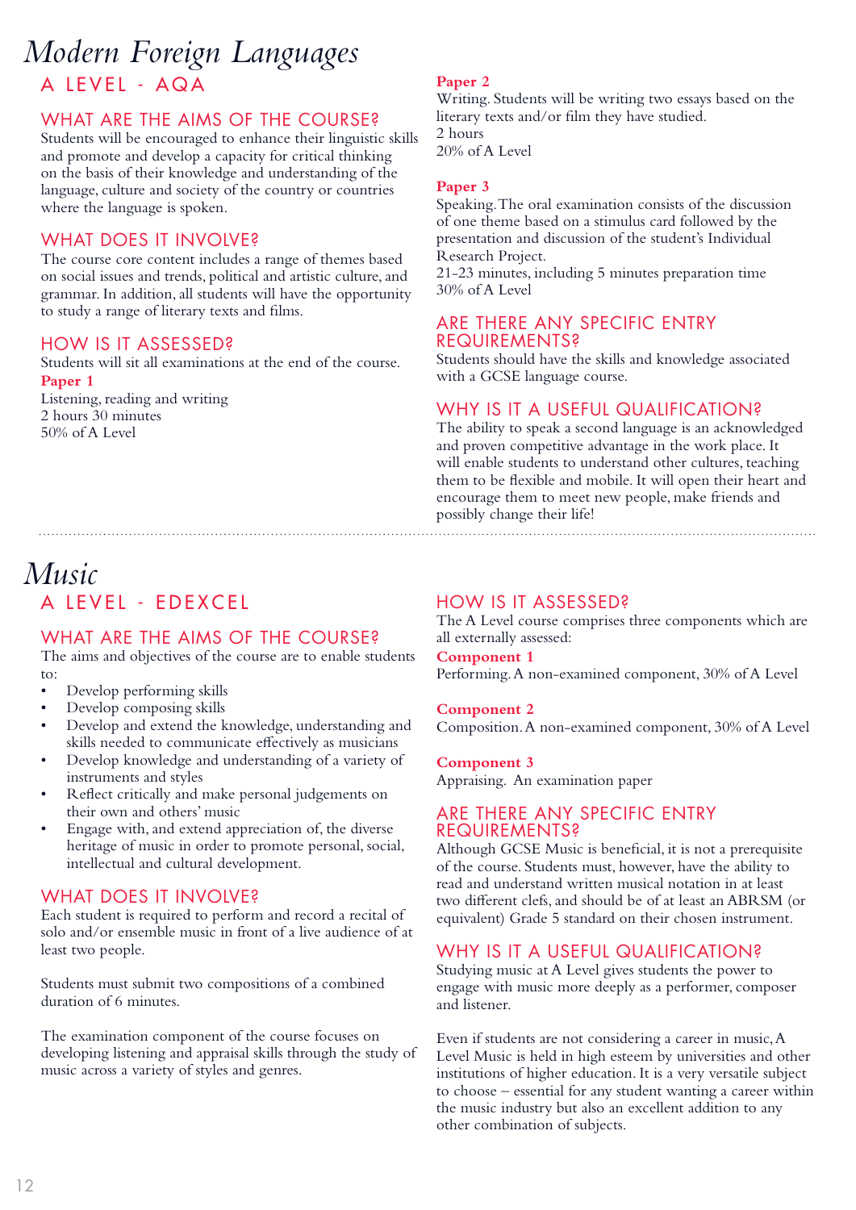# Modern Foreign Languages

## A LEVEL - AQA

### WHAT ARE THE AIMS OF THE COURSE?

Students will be encouraged to enhance their linguistic skills and promote and develop a capacity for critical thinking on the basis of their knowledge and understanding of the language, culture and society of the country or countries where the language is spoken.

### WHAT DOES IT INVOLVE?

The course core content includes a range of themes based on social issues and trends, political and artistic culture, and grammar. In addition, all students will have the opportunity to study a range of literary texts and films.

### HOW IS IT ASSESSED?

Students will sit all examinations at the end of the course.

**Paper 1**
Listening, reading and writing
2 hours 30 minutes
50% of A Level

**Paper 2**
Writing. Students will be writing two essays based on the literary texts and/or film they have studied.
2 hours
20% of A Level

**Paper 3**
Speaking. The oral examination consists of the discussion of one theme based on a stimulus card followed by the presentation and discussion of the student's Individual Research Project.
21-23 minutes, including 5 minutes preparation time
30% of A Level

### ARE THERE ANY SPECIFIC ENTRY REQUIREMENTS?

Students should have the skills and knowledge associated with a GCSE language course.

### WHY IS IT A USEFUL QUALIFICATION?

The ability to speak a second language is an acknowledged and proven competitive advantage in the work place. It will enable students to understand other cultures, teaching them to be flexible and mobile. It will open their heart and encourage them to meet new people, make friends and possibly change their life!

# Music

## A LEVEL - EDEXCEL

### WHAT ARE THE AIMS OF THE COURSE?

The aims and objectives of the course are to enable students to:

- Develop performing skills
- Develop composing skills
- Develop and extend the knowledge, understanding and skills needed to communicate effectively as musicians
- Develop knowledge and understanding of a variety of instruments and styles
- Reflect critically and make personal judgements on their own and others' music
- Engage with, and extend appreciation of, the diverse heritage of music in order to promote personal, social, intellectual and cultural development.

### WHAT DOES IT INVOLVE?

Each student is required to perform and record a recital of solo and/or ensemble music in front of a live audience of at least two people.

Students must submit two compositions of a combined duration of 6 minutes.

The examination component of the course focuses on developing listening and appraisal skills through the study of music across a variety of styles and genres.

### HOW IS IT ASSESSED?

The A Level course comprises three components which are all externally assessed:

**Component 1**
Performing. A non-examined component, 30% of A Level

**Component 2**
Composition. A non-examined component, 30% of A Level

**Component 3**
Appraising. An examination paper

### ARE THERE ANY SPECIFIC ENTRY REQUIREMENTS?

Although GCSE Music is beneficial, it is not a prerequisite of the course. Students must, however, have the ability to read and understand written musical notation in at least two different clefs, and should be of at least an ABRSM (or equivalent) Grade 5 standard on their chosen instrument.

### WHY IS IT A USEFUL QUALIFICATION?

Studying music at A Level gives students the power to engage with music more deeply as a performer, composer and listener.

Even if students are not considering a career in music, A Level Music is held in high esteem by universities and other institutions of higher education. It is a very versatile subject to choose – essential for any student wanting a career within the music industry but also an excellent addition to any other combination of subjects.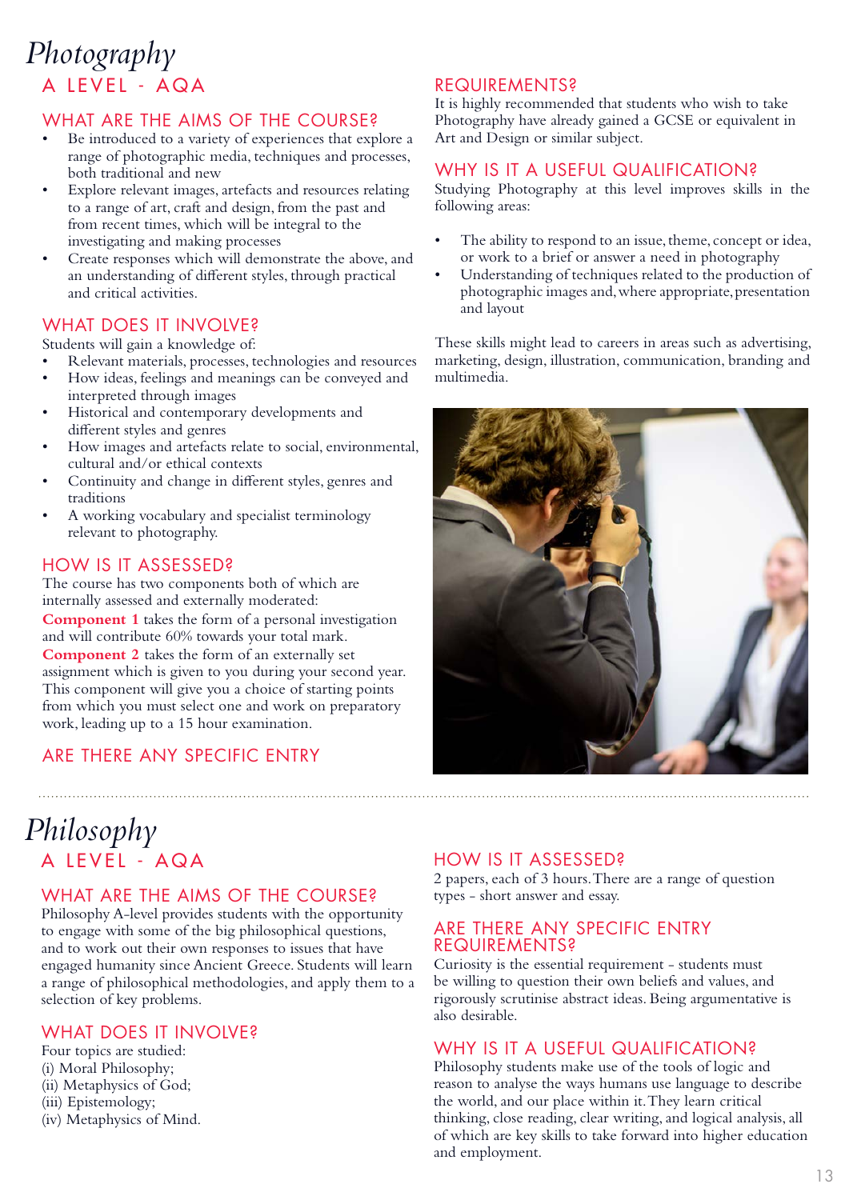# Photography

## A LEVEL - AQA

### WHAT ARE THE AIMS OF THE COURSE?

- Be introduced to a variety of experiences that explore a range of photographic media, techniques and processes, both traditional and new
- Explore relevant images, artefacts and resources relating to a range of art, craft and design, from the past and from recent times, which will be integral to the investigating and making processes
- Create responses which will demonstrate the above, and an understanding of different styles, through practical and critical activities.

### WHAT DOES IT INVOLVE?

Students will gain a knowledge of:

- Relevant materials, processes, technologies and resources
- How ideas, feelings and meanings can be conveyed and interpreted through images
- Historical and contemporary developments and different styles and genres
- How images and artefacts relate to social, environmental, cultural and/or ethical contexts
- Continuity and change in different styles, genres and traditions
- A working vocabulary and specialist terminology relevant to photography.

### HOW IS IT ASSESSED?

The course has two components both of which are internally assessed and externally moderated:

**Component 1** takes the form of a personal investigation and will contribute 60% towards your total mark.

**Component 2** takes the form of an externally set assignment which is given to you during your second year. This component will give you a choice of starting points from which you must select one and work on preparatory work, leading up to a 15 hour examination.

### ARE THERE ANY SPECIFIC ENTRY REQUIREMENTS?

It is highly recommended that students who wish to take Photography have already gained a GCSE or equivalent in Art and Design or similar subject.

### WHY IS IT A USEFUL QUALIFICATION?

Studying Photography at this level improves skills in the following areas:

- The ability to respond to an issue, theme, concept or idea, or work to a brief or answer a need in photography
- Understanding of techniques related to the production of photographic images and, where appropriate, presentation and layout

These skills might lead to careers in areas such as advertising, marketing, design, illustration, communication, branding and multimedia.

# Philosophy

## A LEVEL - AQA

### WHAT ARE THE AIMS OF THE COURSE?

Philosophy A-level provides students with the opportunity to engage with some of the big philosophical questions, and to work out their own responses to issues that have engaged humanity since Ancient Greece. Students will learn a range of philosophical methodologies, and apply them to a selection of key problems.

### WHAT DOES IT INVOLVE?

Four topics are studied:
(i) Moral Philosophy;
(ii) Metaphysics of God;
(iii) Epistemology;
(iv) Metaphysics of Mind.

### HOW IS IT ASSESSED?

2 papers, each of 3 hours. There are a range of question types - short answer and essay.

### ARE THERE ANY SPECIFIC ENTRY REQUIREMENTS?

Curiosity is the essential requirement - students must be willing to question their own beliefs and values, and rigorously scrutinise abstract ideas. Being argumentative is also desirable.

### WHY IS IT A USEFUL QUALIFICATION?

Philosophy students make use of the tools of logic and reason to analyse the ways humans use language to describe the world, and our place within it. They learn critical thinking, close reading, clear writing, and logical analysis, all of which are key skills to take forward into higher education and employment.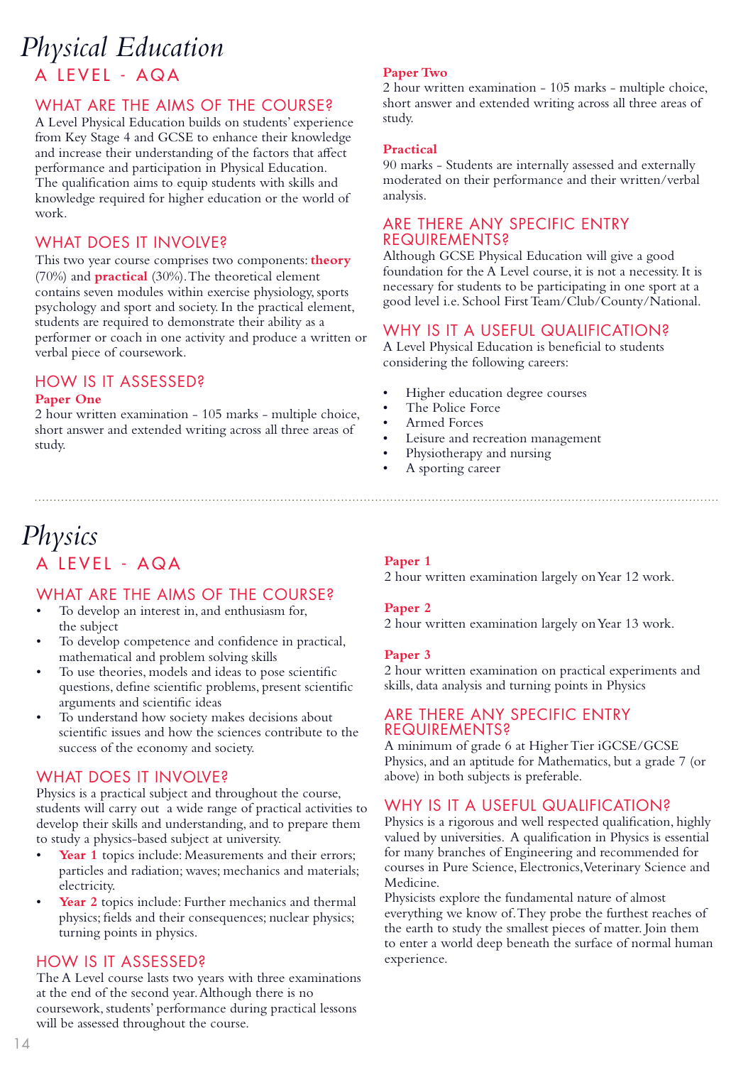# Physical Education

## A LEVEL - AQA

### WHAT ARE THE AIMS OF THE COURSE?

A Level Physical Education builds on students' experience from Key Stage 4 and GCSE to enhance their knowledge and increase their understanding of the factors that affect performance and participation in Physical Education. The qualification aims to equip students with skills and knowledge required for higher education or the world of work.

### WHAT DOES IT INVOLVE?

This two year course comprises two components: **theory** (70%) and **practical** (30%). The theoretical element contains seven modules within exercise physiology, sports psychology and sport and society. In the practical element, students are required to demonstrate their ability as a performer or coach in one activity and produce a written or verbal piece of coursework.

### HOW IS IT ASSESSED?

**Paper One**
2 hour written examination - 105 marks - multiple choice, short answer and extended writing across all three areas of study.

**Paper Two**
2 hour written examination - 105 marks - multiple choice, short answer and extended writing across all three areas of study.

**Practical**
90 marks - Students are internally assessed and externally moderated on their performance and their written/verbal analysis.

### ARE THERE ANY SPECIFIC ENTRY REQUIREMENTS?

Although GCSE Physical Education will give a good foundation for the A Level course, it is not a necessity. It is necessary for students to be participating in one sport at a good level i.e. School First Team/Club/County/National.

### WHY IS IT A USEFUL QUALIFICATION?

A Level Physical Education is beneficial to students considering the following careers:

- Higher education degree courses
- The Police Force
- Armed Forces
- Leisure and recreation management
- Physiotherapy and nursing
- A sporting career

---

# Physics

## A LEVEL - AQA

### WHAT ARE THE AIMS OF THE COURSE?

- To develop an interest in, and enthusiasm for, the subject
- To develop competence and confidence in practical, mathematical and problem solving skills
- To use theories, models and ideas to pose scientific questions, define scientific problems, present scientific arguments and scientific ideas
- To understand how society makes decisions about scientific issues and how the sciences contribute to the success of the economy and society.

### WHAT DOES IT INVOLVE?

Physics is a practical subject and throughout the course, students will carry out a wide range of practical activities to develop their skills and understanding, and to prepare them to study a physics-based subject at university.

- **Year 1** topics include: Measurements and their errors; particles and radiation; waves; mechanics and materials; electricity.
- **Year 2** topics include: Further mechanics and thermal physics; fields and their consequences; nuclear physics; turning points in physics.

### HOW IS IT ASSESSED?

The A Level course lasts two years with three examinations at the end of the second year. Although there is no coursework, students' performance during practical lessons will be assessed throughout the course.

**Paper 1**
2 hour written examination largely on Year 12 work.

**Paper 2**
2 hour written examination largely on Year 13 work.

**Paper 3**
2 hour written examination on practical experiments and skills, data analysis and turning points in Physics

### ARE THERE ANY SPECIFIC ENTRY REQUIREMENTS?

A minimum of grade 6 at Higher Tier iGCSE/GCSE Physics, and an aptitude for Mathematics, but a grade 7 (or above) in both subjects is preferable.

### WHY IS IT A USEFUL QUALIFICATION?

Physics is a rigorous and well respected qualification, highly valued by universities. A qualification in Physics is essential for many branches of Engineering and recommended for courses in Pure Science, Electronics, Veterinary Science and Medicine.

Physicists explore the fundamental nature of almost everything we know of. They probe the furthest reaches of the earth to study the smallest pieces of matter. Join them to enter a world deep beneath the surface of normal human experience.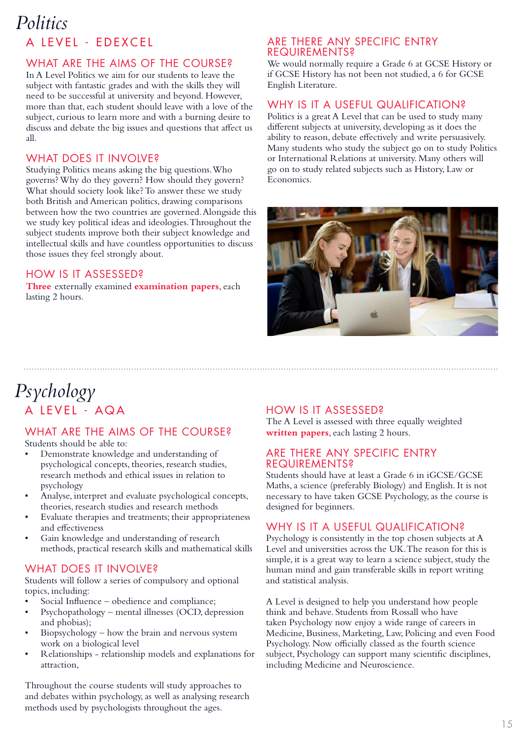# Politics

## A LEVEL - EDEXCEL

### WHAT ARE THE AIMS OF THE COURSE?

In A Level Politics we aim for our students to leave the subject with fantastic grades and with the skills they will need to be successful at university and beyond. However, more than that, each student should leave with a love of the subject, curious to learn more and with a burning desire to discuss and debate the big issues and questions that affect us all.

### WHAT DOES IT INVOLVE?

Studying Politics means asking the big questions. Who governs? Why do they govern? How should they govern? What should society look like? To answer these we study both British and American politics, drawing comparisons between how the two countries are governed. Alongside this we study key political ideas and ideologies. Throughout the subject students improve both their subject knowledge and intellectual skills and have countless opportunities to discuss those issues they feel strongly about.

### HOW IS IT ASSESSED?

**Three** externally examined **examination papers**, each lasting 2 hours.

### ARE THERE ANY SPECIFIC ENTRY REQUIREMENTS?

We would normally require a Grade 6 at GCSE History or if GCSE History has not been not studied, a 6 for GCSE English Literature.

### WHY IS IT A USEFUL QUALIFICATION?

Politics is a great A Level that can be used to study many different subjects at university, developing as it does the ability to reason, debate effectively and write persuasively. Many students who study the subject go on to study Politics or International Relations at university. Many others will go on to study related subjects such as History, Law or Economics.

---

# Psychology

## A LEVEL - AQA

### WHAT ARE THE AIMS OF THE COURSE?

Students should be able to:

- Demonstrate knowledge and understanding of psychological concepts, theories, research studies, research methods and ethical issues in relation to psychology
- Analyse, interpret and evaluate psychological concepts, theories, research studies and research methods
- Evaluate therapies and treatments; their appropriateness and effectiveness
- Gain knowledge and understanding of research methods, practical research skills and mathematical skills

### WHAT DOES IT INVOLVE?

Students will follow a series of compulsory and optional topics, including:

- Social Influence – obedience and compliance;
- Psychopathology – mental illnesses (OCD, depression and phobias);
- Biopsychology – how the brain and nervous system work on a biological level
- Relationships - relationship models and explanations for attraction,

Throughout the course students will study approaches to and debates within psychology, as well as analysing research methods used by psychologists throughout the ages.

### HOW IS IT ASSESSED?

The A Level is assessed with three equally weighted **written papers**, each lasting 2 hours.

### ARE THERE ANY SPECIFIC ENTRY REQUIREMENTS?

Students should have at least a Grade 6 in iGCSE/GCSE Maths, a science (preferably Biology) and English. It is not necessary to have taken GCSE Psychology, as the course is designed for beginners.

### WHY IS IT A USEFUL QUALIFICATION?

Psychology is consistently in the top chosen subjects at A Level and universities across the UK. The reason for this is simple, it is a great way to learn a science subject, study the human mind and gain transferable skills in report writing and statistical analysis.

A Level is designed to help you understand how people think and behave. Students from Rossall who have taken Psychology now enjoy a wide range of careers in Medicine, Business, Marketing, Law, Policing and even Food Psychology. Now officially classed as the fourth science subject, Psychology can support many scientific disciplines, including Medicine and Neuroscience.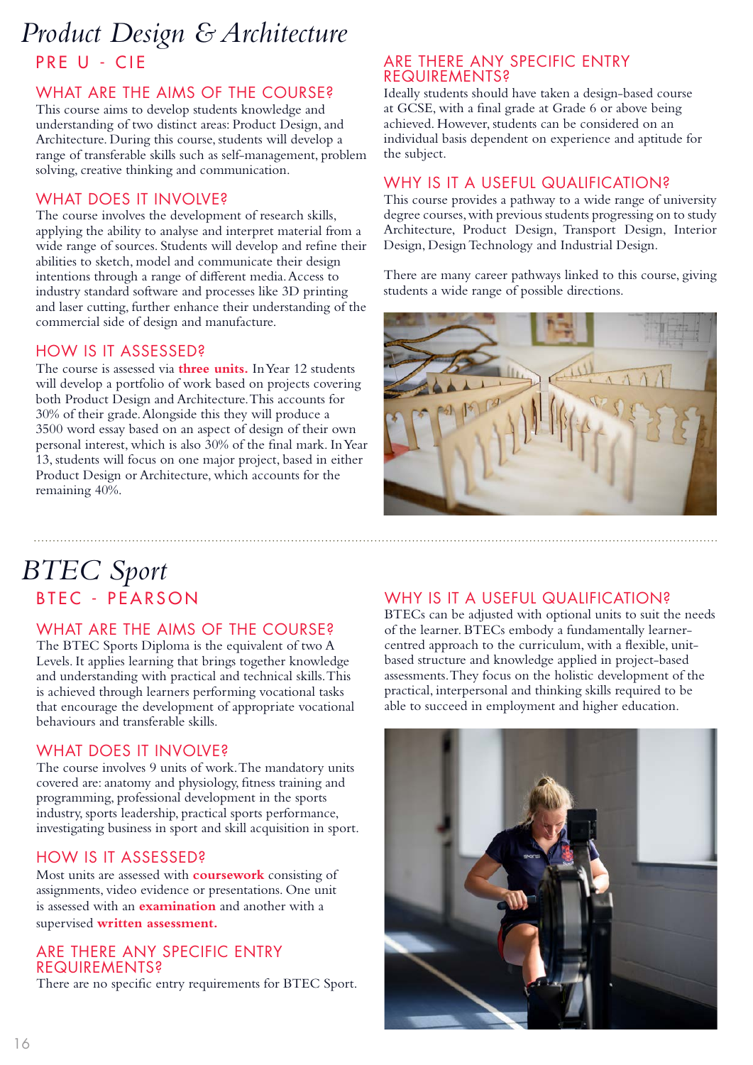# Product Design & Architecture

## PRE U - CIE

### WHAT ARE THE AIMS OF THE COURSE?

This course aims to develop students knowledge and understanding of two distinct areas: Product Design, and Architecture. During this course, students will develop a range of transferable skills such as self-management, problem solving, creative thinking and communication.

### WHAT DOES IT INVOLVE?

The course involves the development of research skills, applying the ability to analyse and interpret material from a wide range of sources. Students will develop and refine their abilities to sketch, model and communicate their design intentions through a range of different media. Access to industry standard software and processes like 3D printing and laser cutting, further enhance their understanding of the commercial side of design and manufacture.

### HOW IS IT ASSESSED?

The course is assessed via **three units.** In Year 12 students will develop a portfolio of work based on projects covering both Product Design and Architecture. This accounts for 30% of their grade. Alongside this they will produce a 3500 word essay based on an aspect of design of their own personal interest, which is also 30% of the final mark. In Year 13, students will focus on one major project, based in either Product Design or Architecture, which accounts for the remaining 40%.

### ARE THERE ANY SPECIFIC ENTRY REQUIREMENTS?

Ideally students should have taken a design-based course at GCSE, with a final grade at Grade 6 or above being achieved. However, students can be considered on an individual basis dependent on experience and aptitude for the subject.

### WHY IS IT A USEFUL QUALIFICATION?

This course provides a pathway to a wide range of university degree courses, with previous students progressing on to study Architecture, Product Design, Transport Design, Interior Design, Design Technology and Industrial Design.

There are many career pathways linked to this course, giving students a wide range of possible directions.

# BTEC Sport

## BTEC - PEARSON

### WHAT ARE THE AIMS OF THE COURSE?

The BTEC Sports Diploma is the equivalent of two A Levels. It applies learning that brings together knowledge and understanding with practical and technical skills. This is achieved through learners performing vocational tasks that encourage the development of appropriate vocational behaviours and transferable skills.

### WHAT DOES IT INVOLVE?

The course involves 9 units of work. The mandatory units covered are: anatomy and physiology, fitness training and programming, professional development in the sports industry, sports leadership, practical sports performance, investigating business in sport and skill acquisition in sport.

### HOW IS IT ASSESSED?

Most units are assessed with **coursework** consisting of assignments, video evidence or presentations. One unit is assessed with an **examination** and another with a supervised **written assessment.**

### ARE THERE ANY SPECIFIC ENTRY REQUIREMENTS?

There are no specific entry requirements for BTEC Sport.

### WHY IS IT A USEFUL QUALIFICATION?

BTECs can be adjusted with optional units to suit the needs of the learner. BTECs embody a fundamentally learner-centred approach to the curriculum, with a flexible, unit-based structure and knowledge applied in project-based assessments. They focus on the holistic development of the practical, interpersonal and thinking skills required to be able to succeed in employment and higher education.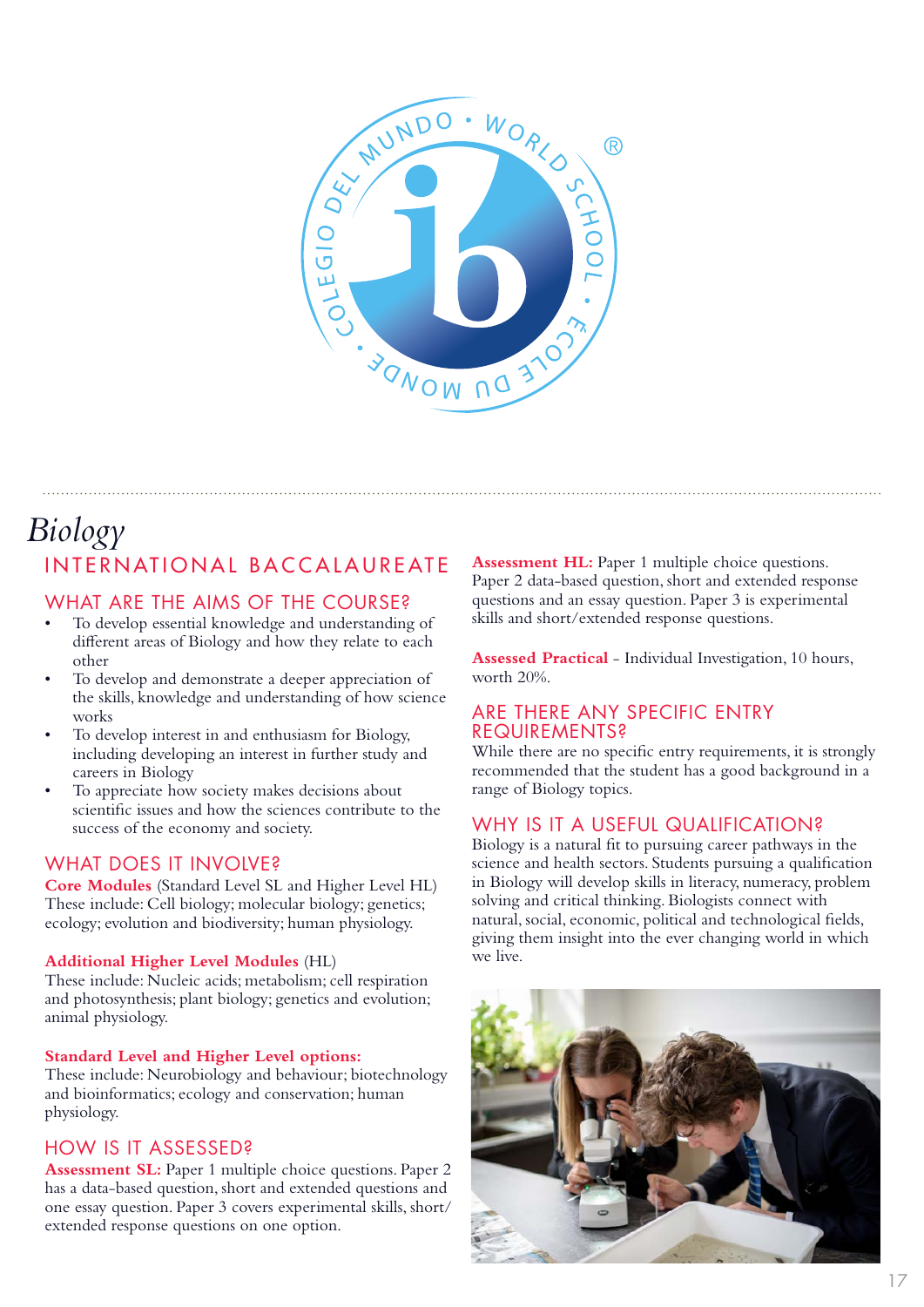# *Biology*

## INTERNATIONAL BACCALAUREATE

### WHAT ARE THE AIMS OF THE COURSE?

- To develop essential knowledge and understanding of different areas of Biology and how they relate to each other
- To develop and demonstrate a deeper appreciation of the skills, knowledge and understanding of how science works
- To develop interest in and enthusiasm for Biology, including developing an interest in further study and careers in Biology
- To appreciate how society makes decisions about scientific issues and how the sciences contribute to the success of the economy and society.

### WHAT DOES IT INVOLVE?

**Core Modules** (Standard Level SL and Higher Level HL)
These include: Cell biology; molecular biology; genetics; ecology; evolution and biodiversity; human physiology.

**Additional Higher Level Modules** (HL)
These include: Nucleic acids; metabolism; cell respiration and photosynthesis; plant biology; genetics and evolution; animal physiology.

**Standard Level and Higher Level options:**
These include: Neurobiology and behaviour; biotechnology and bioinformatics; ecology and conservation; human physiology.

### HOW IS IT ASSESSED?

**Assessment SL:** Paper 1 multiple choice questions. Paper 2 has a data-based question, short and extended questions and one essay question. Paper 3 covers experimental skills, short/extended response questions on one option.

**Assessment HL:** Paper 1 multiple choice questions. Paper 2 data-based question, short and extended response questions and an essay question. Paper 3 is experimental skills and short/extended response questions.

**Assessed Practical** - Individual Investigation, 10 hours, worth 20%.

### ARE THERE ANY SPECIFIC ENTRY REQUIREMENTS?

While there are no specific entry requirements, it is strongly recommended that the student has a good background in a range of Biology topics.

### WHY IS IT A USEFUL QUALIFICATION?

Biology is a natural fit to pursuing career pathways in the science and health sectors. Students pursuing a qualification in Biology will develop skills in literacy, numeracy, problem solving and critical thinking. Biologists connect with natural, social, economic, political and technological fields, giving them insight into the ever changing world in which we live.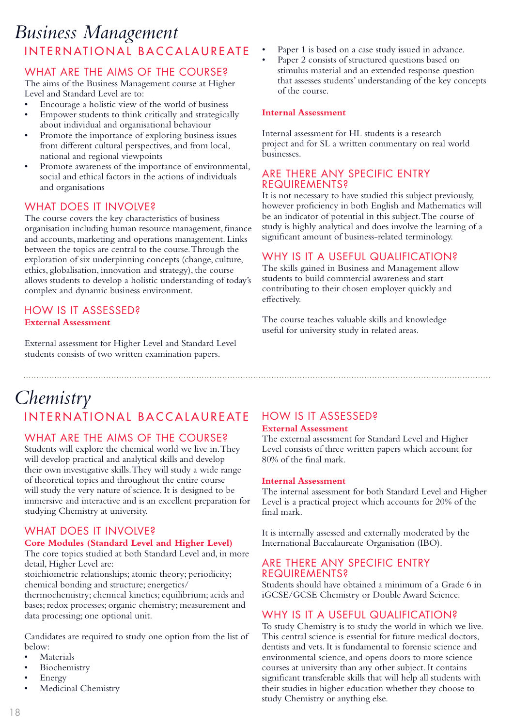# Business Management

## INTERNATIONAL BACCALAUREATE

### WHAT ARE THE AIMS OF THE COURSE?

The aims of the Business Management course at Higher Level and Standard Level are to:

- Encourage a holistic view of the world of business
- Empower students to think critically and strategically about individual and organisational behaviour
- Promote the importance of exploring business issues from different cultural perspectives, and from local, national and regional viewpoints
- Promote awareness of the importance of environmental, social and ethical factors in the actions of individuals and organisations

### WHAT DOES IT INVOLVE?

The course covers the key characteristics of business organisation including human resource management, finance and accounts, marketing and operations management. Links between the topics are central to the course. Through the exploration of six underpinning concepts (change, culture, ethics, globalisation, innovation and strategy), the course allows students to develop a holistic understanding of today's complex and dynamic business environment.

### HOW IS IT ASSESSED?

**External Assessment**

External assessment for Higher Level and Standard Level students consists of two written examination papers.

- Paper 1 is based on a case study issued in advance.
- Paper 2 consists of structured questions based on stimulus material and an extended response question that assesses students' understanding of the key concepts of the course.

**Internal Assessment**

Internal assessment for HL students is a research project and for SL a written commentary on real world businesses.

### ARE THERE ANY SPECIFIC ENTRY REQUIREMENTS?

It is not necessary to have studied this subject previously, however proficiency in both English and Mathematics will be an indicator of potential in this subject. The course of study is highly analytical and does involve the learning of a significant amount of business-related terminology.

### WHY IS IT A USEFUL QUALIFICATION?

The skills gained in Business and Management allow students to build commercial awareness and start contributing to their chosen employer quickly and effectively.

The course teaches valuable skills and knowledge useful for university study in related areas.

# Chemistry

## INTERNATIONAL BACCALAUREATE

### WHAT ARE THE AIMS OF THE COURSE?

Students will explore the chemical world we live in. They will develop practical and analytical skills and develop their own investigative skills. They will study a wide range of theoretical topics and throughout the entire course will study the very nature of science. It is designed to be immersive and interactive and is an excellent preparation for studying Chemistry at university.

### WHAT DOES IT INVOLVE?

**Core Modules (Standard Level and Higher Level)**

The core topics studied at both Standard Level and, in more detail, Higher Level are:

stoichiometric relationships; atomic theory; periodicity; chemical bonding and structure; energetics/thermochemistry; chemical kinetics; equilibrium; acids and bases; redox processes; organic chemistry; measurement and data processing; one optional unit.

Candidates are required to study one option from the list of below:

- Materials
- Biochemistry
- Energy
- Medicinal Chemistry

### HOW IS IT ASSESSED?

**External Assessment**

The external assessment for Standard Level and Higher Level consists of three written papers which account for 80% of the final mark.

**Internal Assessment**

The internal assessment for both Standard Level and Higher Level is a practical project which accounts for 20% of the final mark.

It is internally assessed and externally moderated by the International Baccalaureate Organisation (IBO).

### ARE THERE ANY SPECIFIC ENTRY REQUIREMENTS?

Students should have obtained a minimum of a Grade 6 in iGCSE/GCSE Chemistry or Double Award Science.

### WHY IS IT A USEFUL QUALIFICATION?

To study Chemistry is to study the world in which we live. This central science is essential for future medical doctors, dentists and vets. It is fundamental to forensic science and environmental science, and opens doors to more science courses at university than any other subject. It contains significant transferable skills that will help all students with their studies in higher education whether they choose to study Chemistry or anything else.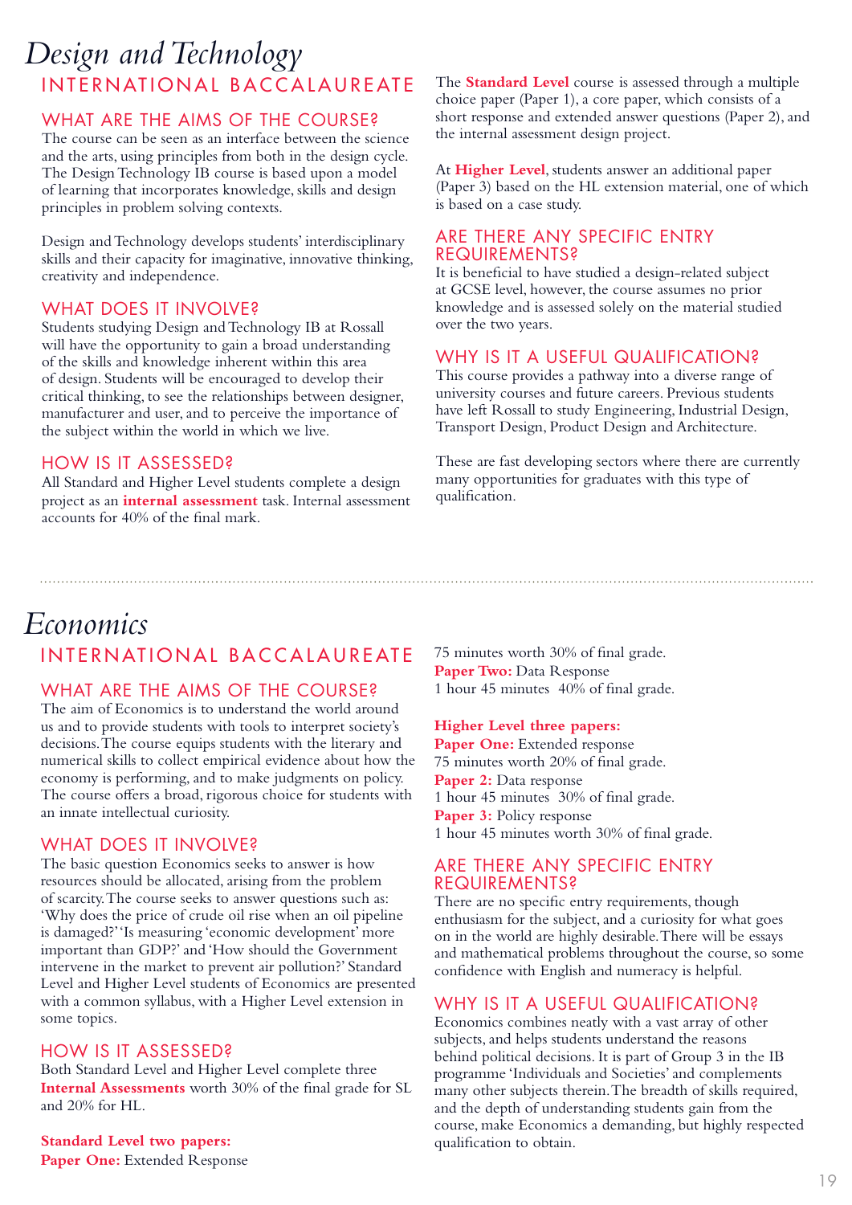# Design and Technology

## INTERNATIONAL BACCALAUREATE

### WHAT ARE THE AIMS OF THE COURSE?

The course can be seen as an interface between the science and the arts, using principles from both in the design cycle. The Design Technology IB course is based upon a model of learning that incorporates knowledge, skills and design principles in problem solving contexts.

Design and Technology develops students' interdisciplinary skills and their capacity for imaginative, innovative thinking, creativity and independence.

### WHAT DOES IT INVOLVE?

Students studying Design and Technology IB at Rossall will have the opportunity to gain a broad understanding of the skills and knowledge inherent within this area of design. Students will be encouraged to develop their critical thinking, to see the relationships between designer, manufacturer and user, and to perceive the importance of the subject within the world in which we live.

### HOW IS IT ASSESSED?

All Standard and Higher Level students complete a design project as an **internal assessment** task. Internal assessment accounts for 40% of the final mark.

The **Standard Level** course is assessed through a multiple choice paper (Paper 1), a core paper, which consists of a short response and extended answer questions (Paper 2), and the internal assessment design project.

At **Higher Level**, students answer an additional paper (Paper 3) based on the HL extension material, one of which is based on a case study.

### ARE THERE ANY SPECIFIC ENTRY REQUIREMENTS?

It is beneficial to have studied a design-related subject at GCSE level, however, the course assumes no prior knowledge and is assessed solely on the material studied over the two years.

### WHY IS IT A USEFUL QUALIFICATION?

This course provides a pathway into a diverse range of university courses and future careers. Previous students have left Rossall to study Engineering, Industrial Design, Transport Design, Product Design and Architecture.

These are fast developing sectors where there are currently many opportunities for graduates with this type of qualification.

# Economics

## INTERNATIONAL BACCALAUREATE

### WHAT ARE THE AIMS OF THE COURSE?

The aim of Economics is to understand the world around us and to provide students with tools to interpret society's decisions. The course equips students with the literary and numerical skills to collect empirical evidence about how the economy is performing, and to make judgments on policy. The course offers a broad, rigorous choice for students with an innate intellectual curiosity.

### WHAT DOES IT INVOLVE?

The basic question Economics seeks to answer is how resources should be allocated, arising from the problem of scarcity. The course seeks to answer questions such as: 'Why does the price of crude oil rise when an oil pipeline is damaged?' 'Is measuring 'economic development' more important than GDP?' and 'How should the Government intervene in the market to prevent air pollution?' Standard Level and Higher Level students of Economics are presented with a common syllabus, with a Higher Level extension in some topics.

### HOW IS IT ASSESSED?

Both Standard Level and Higher Level complete three **Internal Assessments** worth 30% of the final grade for SL and 20% for HL.

**Standard Level two papers:**
**Paper One:** Extended Response
75 minutes worth 30% of final grade.
**Paper Two:** Data Response
1 hour 45 minutes 40% of final grade.

**Higher Level three papers:**
**Paper One:** Extended response
75 minutes worth 20% of final grade.
**Paper 2:** Data response
1 hour 45 minutes 30% of final grade.
**Paper 3:** Policy response
1 hour 45 minutes worth 30% of final grade.

### ARE THERE ANY SPECIFIC ENTRY REQUIREMENTS?

There are no specific entry requirements, though enthusiasm for the subject, and a curiosity for what goes on in the world are highly desirable. There will be essays and mathematical problems throughout the course, so some confidence with English and numeracy is helpful.

### WHY IS IT A USEFUL QUALIFICATION?

Economics combines neatly with a vast array of other subjects, and helps students understand the reasons behind political decisions. It is part of Group 3 in the IB programme 'Individuals and Societies' and complements many other subjects therein. The breadth of skills required, and the depth of understanding students gain from the course, make Economics a demanding, but highly respected qualification to obtain.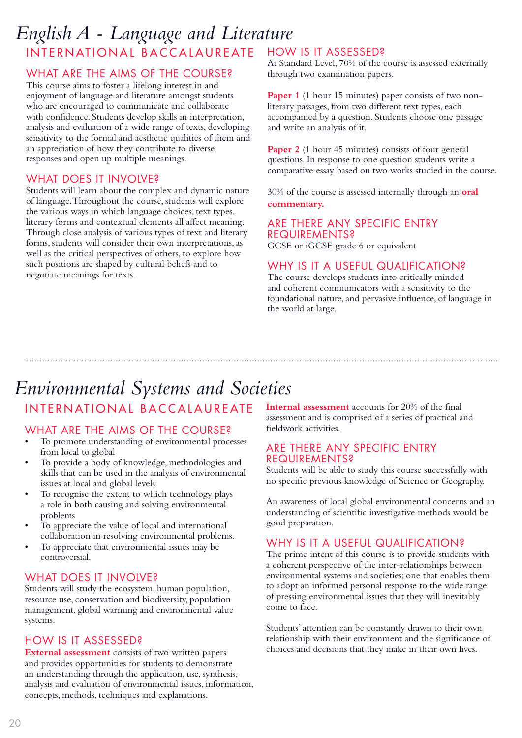# English A - Language and Literature

## INTERNATIONAL BACCALAUREATE

### WHAT ARE THE AIMS OF THE COURSE?

This course aims to foster a lifelong interest in and enjoyment of language and literature amongst students who are encouraged to communicate and collaborate with confidence. Students develop skills in interpretation, analysis and evaluation of a wide range of texts, developing sensitivity to the formal and aesthetic qualities of them and an appreciation of how they contribute to diverse responses and open up multiple meanings.

### WHAT DOES IT INVOLVE?

Students will learn about the complex and dynamic nature of language. Throughout the course, students will explore the various ways in which language choices, text types, literary forms and contextual elements all affect meaning. Through close analysis of various types of text and literary forms, students will consider their own interpretations, as well as the critical perspectives of others, to explore how such positions are shaped by cultural beliefs and to negotiate meanings for texts.

### HOW IS IT ASSESSED?

At Standard Level, 70% of the course is assessed externally through two examination papers.

**Paper 1** (1 hour 15 minutes) paper consists of two non-literary passages, from two different text types, each accompanied by a question. Students choose one passage and write an analysis of it.

**Paper 2** (1 hour 45 minutes) consists of four general questions. In response to one question students write a comparative essay based on two works studied in the course.

30% of the course is assessed internally through an **oral commentary.**

### ARE THERE ANY SPECIFIC ENTRY REQUIREMENTS?

GCSE or iGCSE grade 6 or equivalent

### WHY IS IT A USEFUL QUALIFICATION?

The course develops students into critically minded and coherent communicators with a sensitivity to the foundational nature, and pervasive influence, of language in the world at large.

# Environmental Systems and Societies

## INTERNATIONAL BACCALAUREATE

### WHAT ARE THE AIMS OF THE COURSE?

- To promote understanding of environmental processes from local to global
- To provide a body of knowledge, methodologies and skills that can be used in the analysis of environmental issues at local and global levels
- To recognise the extent to which technology plays a role in both causing and solving environmental problems
- To appreciate the value of local and international collaboration in resolving environmental problems.
- To appreciate that environmental issues may be controversial.

### WHAT DOES IT INVOLVE?

Students will study the ecosystem, human population, resource use, conservation and biodiversity, population management, global warming and environmental value systems.

### HOW IS IT ASSESSED?

**External assessment** consists of two written papers and provides opportunities for students to demonstrate an understanding through the application, use, synthesis, analysis and evaluation of environmental issues, information, concepts, methods, techniques and explanations.

**Internal assessment** accounts for 20% of the final assessment and is comprised of a series of practical and fieldwork activities.

### ARE THERE ANY SPECIFIC ENTRY REQUIREMENTS?

Students will be able to study this course successfully with no specific previous knowledge of Science or Geography.

An awareness of local global environmental concerns and an understanding of scientific investigative methods would be good preparation.

### WHY IS IT A USEFUL QUALIFICATION?

The prime intent of this course is to provide students with a coherent perspective of the inter-relationships between environmental systems and societies; one that enables them to adopt an informed personal response to the wide range of pressing environmental issues that they will inevitably come to face.

Students' attention can be constantly drawn to their own relationship with their environment and the significance of choices and decisions that they make in their own lives.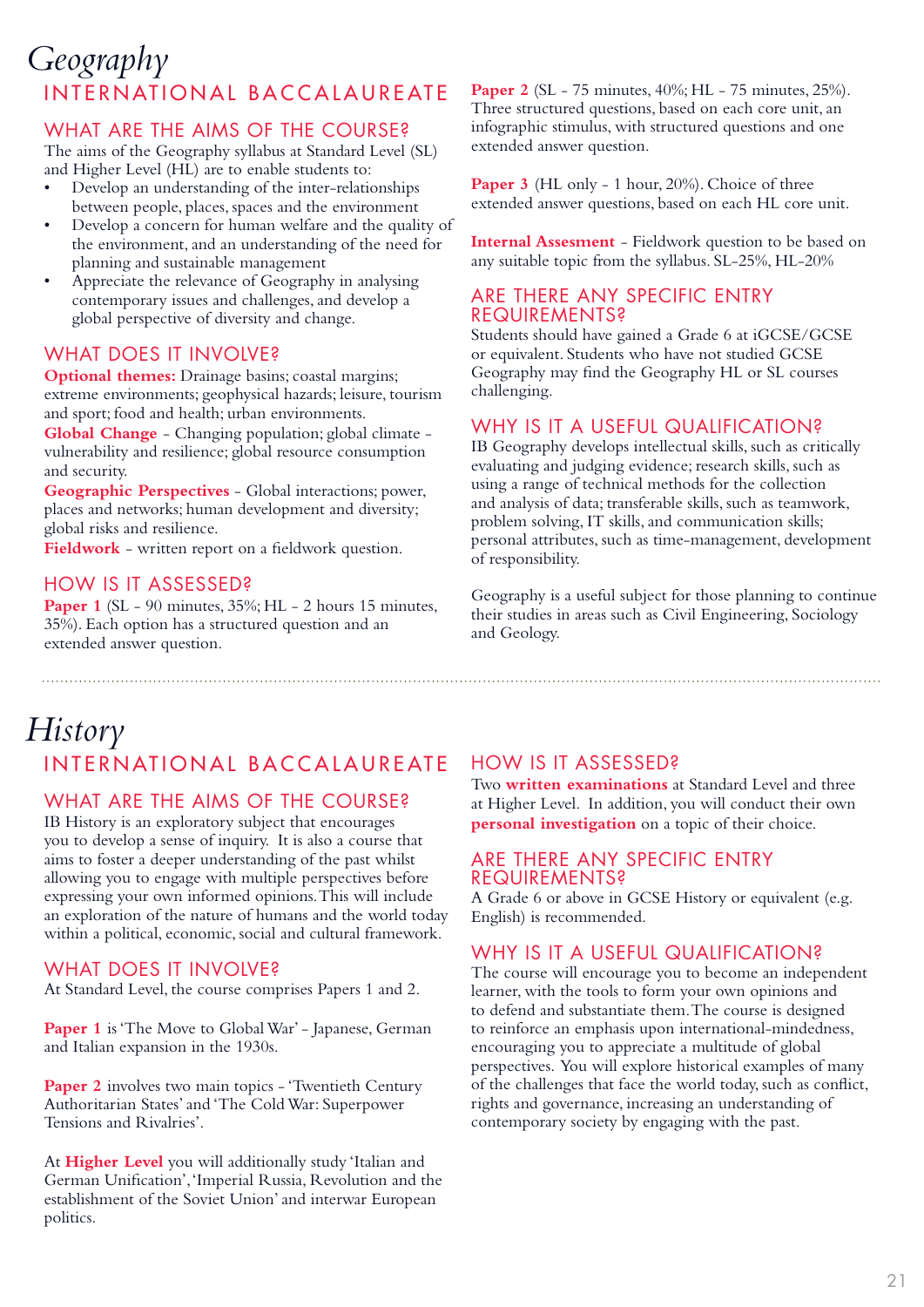# Geography

## INTERNATIONAL BACCALAUREATE

### WHAT ARE THE AIMS OF THE COURSE?

The aims of the Geography syllabus at Standard Level (SL) and Higher Level (HL) are to enable students to:

- Develop an understanding of the inter-relationships between people, places, spaces and the environment
- Develop a concern for human welfare and the quality of the environment, and an understanding of the need for planning and sustainable management
- Appreciate the relevance of Geography in analysing contemporary issues and challenges, and develop a global perspective of diversity and change.

### WHAT DOES IT INVOLVE?

**Optional themes:** Drainage basins; coastal margins; extreme environments; geophysical hazards; leisure, tourism and sport; food and health; urban environments.

**Global Change** - Changing population; global climate - vulnerability and resilience; global resource consumption and security.

**Geographic Perspectives** - Global interactions; power, places and networks; human development and diversity; global risks and resilience.

**Fieldwork** - written report on a fieldwork question.

### HOW IS IT ASSESSED?

**Paper 1** (SL - 90 minutes, 35%; HL - 2 hours 15 minutes, 35%). Each option has a structured question and an extended answer question.

**Paper 2** (SL - 75 minutes, 40%; HL - 75 minutes, 25%). Three structured questions, based on each core unit, an infographic stimulus, with structured questions and one extended answer question.

**Paper 3** (HL only - 1 hour, 20%). Choice of three extended answer questions, based on each HL core unit.

**Internal Assesment** - Fieldwork question to be based on any suitable topic from the syllabus. SL-25%, HL-20%

### ARE THERE ANY SPECIFIC ENTRY REQUIREMENTS?

Students should have gained a Grade 6 at iGCSE/GCSE or equivalent. Students who have not studied GCSE Geography may find the Geography HL or SL courses challenging.

### WHY IS IT A USEFUL QUALIFICATION?

IB Geography develops intellectual skills, such as critically evaluating and judging evidence; research skills, such as using a range of technical methods for the collection and analysis of data; transferable skills, such as teamwork, problem solving, IT skills, and communication skills; personal attributes, such as time-management, development of responsibility.

Geography is a useful subject for those planning to continue their studies in areas such as Civil Engineering, Sociology and Geology.

---

# History

## INTERNATIONAL BACCALAUREATE

### WHAT ARE THE AIMS OF THE COURSE?

IB History is an exploratory subject that encourages you to develop a sense of inquiry. It is also a course that aims to foster a deeper understanding of the past whilst allowing you to engage with multiple perspectives before expressing your own informed opinions. This will include an exploration of the nature of humans and the world today within a political, economic, social and cultural framework.

### WHAT DOES IT INVOLVE?

At Standard Level, the course comprises Papers 1 and 2.

**Paper 1** is 'The Move to Global War' - Japanese, German and Italian expansion in the 1930s.

**Paper 2** involves two main topics - 'Twentieth Century Authoritarian States' and 'The Cold War: Superpower Tensions and Rivalries'.

At **Higher Level** you will additionally study 'Italian and German Unification', 'Imperial Russia, Revolution and the establishment of the Soviet Union' and interwar European politics.

### HOW IS IT ASSESSED?

Two **written examinations** at Standard Level and three at Higher Level. In addition, you will conduct their own **personal investigation** on a topic of their choice.

### ARE THERE ANY SPECIFIC ENTRY REQUIREMENTS?

A Grade 6 or above in GCSE History or equivalent (e.g. English) is recommended.

### WHY IS IT A USEFUL QUALIFICATION?

The course will encourage you to become an independent learner, with the tools to form your own opinions and to defend and substantiate them. The course is designed to reinforce an emphasis upon international-mindedness, encouraging you to appreciate a multitude of global perspectives. You will explore historical examples of many of the challenges that face the world today, such as conflict, rights and governance, increasing an understanding of contemporary society by engaging with the past.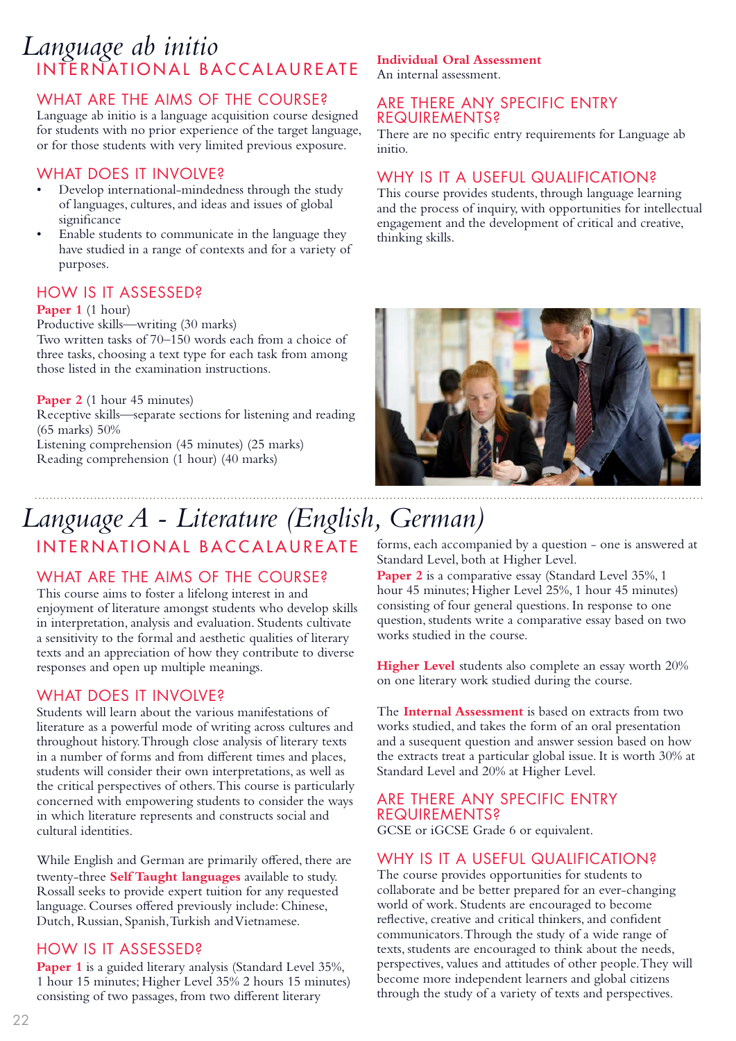# *Language ab initio*

## INTERNATIONAL BACCALAUREATE

### WHAT ARE THE AIMS OF THE COURSE?

Language ab initio is a language acquisition course designed for students with no prior experience of the target language, or for those students with very limited previous exposure.

### WHAT DOES IT INVOLVE?

- Develop international-mindedness through the study of languages, cultures, and ideas and issues of global significance
- Enable students to communicate in the language they have studied in a range of contexts and for a variety of purposes.

### HOW IS IT ASSESSED?

**Paper 1** (1 hour)
Productive skills—writing (30 marks)
Two written tasks of 70–150 words each from a choice of three tasks, choosing a text type for each task from among those listed in the examination instructions.

**Paper 2** (1 hour 45 minutes)
Receptive skills—separate sections for listening and reading (65 marks) 50%
Listening comprehension (45 minutes) (25 marks)
Reading comprehension (1 hour) (40 marks)

**Individual Oral Assessment**
An internal assessment.

### ARE THERE ANY SPECIFIC ENTRY REQUIREMENTS?

There are no specific entry requirements for Language ab initio.

### WHY IS IT A USEFUL QUALIFICATION?

This course provides students, through language learning and the process of inquiry, with opportunities for intellectual engagement and the development of critical and creative, thinking skills.

# *Language A - Literature (English, German)*

## INTERNATIONAL BACCALAUREATE

### WHAT ARE THE AIMS OF THE COURSE?

This course aims to foster a lifelong interest in and enjoyment of literature amongst students who develop skills in interpretation, analysis and evaluation. Students cultivate a sensitivity to the formal and aesthetic qualities of literary texts and an appreciation of how they contribute to diverse responses and open up multiple meanings.

### WHAT DOES IT INVOLVE?

Students will learn about the various manifestations of literature as a powerful mode of writing across cultures and throughout history. Through close analysis of literary texts in a number of forms and from different times and places, students will consider their own interpretations, as well as the critical perspectives of others. This course is particularly concerned with empowering students to consider the ways in which literature represents and constructs social and cultural identities.

While English and German are primarily offered, there are twenty-three **Self Taught languages** available to study. Rossall seeks to provide expert tuition for any requested language. Courses offered previously include: Chinese, Dutch, Russian, Spanish, Turkish and Vietnamese.

### HOW IS IT ASSESSED?

**Paper 1** is a guided literary analysis (Standard Level 35%, 1 hour 15 minutes; Higher Level 35% 2 hours 15 minutes) consisting of two passages, from two different literary forms, each accompanied by a question - one is answered at Standard Level, both at Higher Level.

**Paper 2** is a comparative essay (Standard Level 35%, 1 hour 45 minutes; Higher Level 25%, 1 hour 45 minutes) consisting of four general questions. In response to one question, students write a comparative essay based on two works studied in the course.

**Higher Level** students also complete an essay worth 20% on one literary work studied during the course.

The **Internal Assessment** is based on extracts from two works studied, and takes the form of an oral presentation and a susequent question and answer session based on how the extracts treat a particular global issue. It is worth 30% at Standard Level and 20% at Higher Level.

### ARE THERE ANY SPECIFIC ENTRY REQUIREMENTS?

GCSE or iGCSE Grade 6 or equivalent.

### WHY IS IT A USEFUL QUALIFICATION?

The course provides opportunities for students to collaborate and be better prepared for an ever-changing world of work. Students are encouraged to become reflective, creative and critical thinkers, and confident communicators. Through the study of a wide range of texts, students are encouraged to think about the needs, perspectives, values and attitudes of other people. They will become more independent learners and global citizens through the study of a variety of texts and perspectives.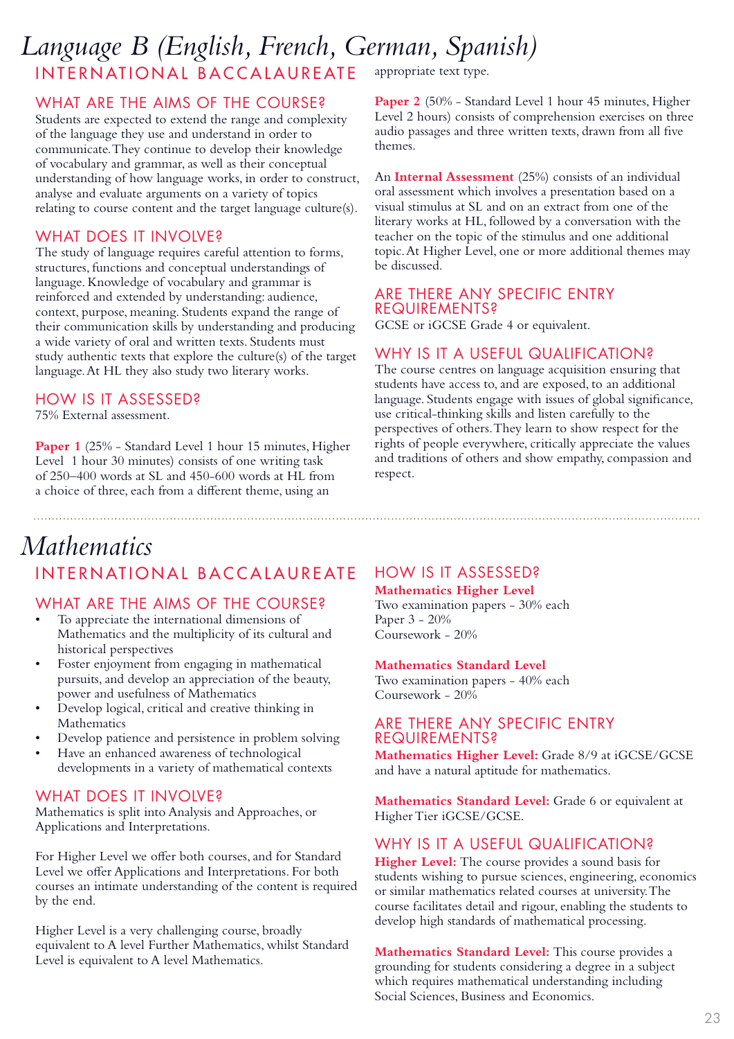# Language B (English, French, German, Spanish)

## INTERNATIONAL BACCALAUREATE

### WHAT ARE THE AIMS OF THE COURSE?

Students are expected to extend the range and complexity of the language they use and understand in order to communicate. They continue to develop their knowledge of vocabulary and grammar, as well as their conceptual understanding of how language works, in order to construct, analyse and evaluate arguments on a variety of topics relating to course content and the target language culture(s).

### WHAT DOES IT INVOLVE?

The study of language requires careful attention to forms, structures, functions and conceptual understandings of language. Knowledge of vocabulary and grammar is reinforced and extended by understanding: audience, context, purpose, meaning. Students expand the range of their communication skills by understanding and producing a wide variety of oral and written texts. Students must study authentic texts that explore the culture(s) of the target language. At HL they also study two literary works.

### HOW IS IT ASSESSED?

75% External assessment.

**Paper 1** (25% - Standard Level 1 hour 15 minutes, Higher Level 1 hour 30 minutes) consists of one writing task of 250–400 words at SL and 450-600 words at HL from a choice of three, each from a different theme, using an appropriate text type.

**Paper 2** (50% - Standard Level 1 hour 45 minutes, Higher Level 2 hours) consists of comprehension exercises on three audio passages and three written texts, drawn from all five themes.

An **Internal Assessment** (25%) consists of an individual oral assessment which involves a presentation based on a visual stimulus at SL and on an extract from one of the literary works at HL, followed by a conversation with the teacher on the topic of the stimulus and one additional topic. At Higher Level, one or more additional themes may be discussed.

### ARE THERE ANY SPECIFIC ENTRY REQUIREMENTS?

GCSE or iGCSE Grade 4 or equivalent.

### WHY IS IT A USEFUL QUALIFICATION?

The course centres on language acquisition ensuring that students have access to, and are exposed, to an additional language. Students engage with issues of global significance, use critical-thinking skills and listen carefully to the perspectives of others. They learn to show respect for the rights of people everywhere, critically appreciate the values and traditions of others and show empathy, compassion and respect.

# Mathematics

## INTERNATIONAL BACCALAUREATE

### WHAT ARE THE AIMS OF THE COURSE?

- To appreciate the international dimensions of Mathematics and the multiplicity of its cultural and historical perspectives
- Foster enjoyment from engaging in mathematical pursuits, and develop an appreciation of the beauty, power and usefulness of Mathematics
- Develop logical, critical and creative thinking in Mathematics
- Develop patience and persistence in problem solving
- Have an enhanced awareness of technological developments in a variety of mathematical contexts

### WHAT DOES IT INVOLVE?

Mathematics is split into Analysis and Approaches, or Applications and Interpretations.

For Higher Level we offer both courses, and for Standard Level we offer Applications and Interpretations. For both courses an intimate understanding of the content is required by the end.

Higher Level is a very challenging course, broadly equivalent to A level Further Mathematics, whilst Standard Level is equivalent to A level Mathematics.

### HOW IS IT ASSESSED?

**Mathematics Higher Level**
Two examination papers - 30% each
Paper 3 - 20%
Coursework - 20%

**Mathematics Standard Level**
Two examination papers - 40% each
Coursework - 20%

### ARE THERE ANY SPECIFIC ENTRY REQUIREMENTS?

**Mathematics Higher Level:** Grade 8/9 at iGCSE/GCSE and have a natural aptitude for mathematics.

**Mathematics Standard Level:** Grade 6 or equivalent at Higher Tier iGCSE/GCSE.

### WHY IS IT A USEFUL QUALIFICATION?

**Higher Level:** The course provides a sound basis for students wishing to pursue sciences, engineering, economics or similar mathematics related courses at university. The course facilitates detail and rigour, enabling the students to develop high standards of mathematical processing.

**Mathematics Standard Level:** This course provides a grounding for students considering a degree in a subject which requires mathematical understanding including Social Sciences, Business and Economics.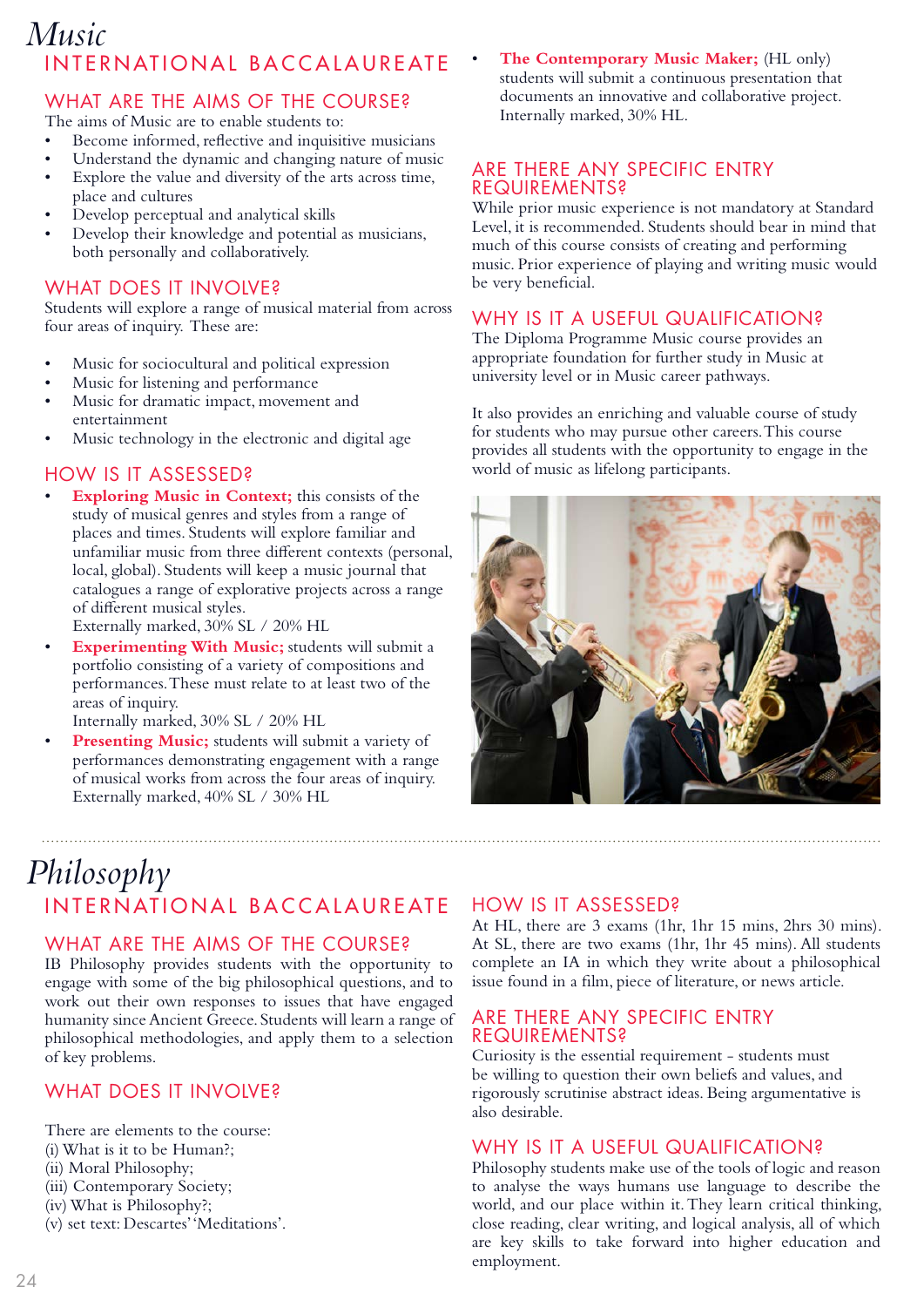# Music

## INTERNATIONAL BACCALAUREATE

### WHAT ARE THE AIMS OF THE COURSE?

The aims of Music are to enable students to:

- Become informed, reflective and inquisitive musicians
- Understand the dynamic and changing nature of music
- Explore the value and diversity of the arts across time, place and cultures
- Develop perceptual and analytical skills
- Develop their knowledge and potential as musicians, both personally and collaboratively.

### WHAT DOES IT INVOLVE?

Students will explore a range of musical material from across four areas of inquiry. These are:

- Music for sociocultural and political expression
- Music for listening and performance
- Music for dramatic impact, movement and entertainment
- Music technology in the electronic and digital age

### HOW IS IT ASSESSED?

- **Exploring Music in Context;** this consists of the study of musical genres and styles from a range of places and times. Students will explore familiar and unfamiliar music from three different contexts (personal, local, global). Students will keep a music journal that catalogues a range of explorative projects across a range of different musical styles.
  Externally marked, 30% SL / 20% HL
- **Experimenting With Music;** students will submit a portfolio consisting of a variety of compositions and performances. These must relate to at least two of the areas of inquiry.
  Internally marked, 30% SL / 20% HL
- **Presenting Music;** students will submit a variety of performances demonstrating engagement with a range of musical works from across the four areas of inquiry.
  Externally marked, 40% SL / 30% HL
- **The Contemporary Music Maker;** (HL only) students will submit a continuous presentation that documents an innovative and collaborative project. Internally marked, 30% HL.

### ARE THERE ANY SPECIFIC ENTRY REQUIREMENTS?

While prior music experience is not mandatory at Standard Level, it is recommended. Students should bear in mind that much of this course consists of creating and performing music. Prior experience of playing and writing music would be very beneficial.

### WHY IS IT A USEFUL QUALIFICATION?

The Diploma Programme Music course provides an appropriate foundation for further study in Music at university level or in Music career pathways.

It also provides an enriching and valuable course of study for students who may pursue other careers. This course provides all students with the opportunity to engage in the world of music as lifelong participants.

# Philosophy

## INTERNATIONAL BACCALAUREATE

### WHAT ARE THE AIMS OF THE COURSE?

IB Philosophy provides students with the opportunity to engage with some of the big philosophical questions, and to work out their own responses to issues that have engaged humanity since Ancient Greece. Students will learn a range of philosophical methodologies, and apply them to a selection of key problems.

### WHAT DOES IT INVOLVE?

There are elements to the course:
(i) What is it to be Human?;
(ii) Moral Philosophy;
(iii) Contemporary Society;
(iv) What is Philosophy?;
(v) set text: Descartes' 'Meditations'.

### HOW IS IT ASSESSED?

At HL, there are 3 exams (1hr, 1hr 15 mins, 2hrs 30 mins). At SL, there are two exams (1hr, 1hr 45 mins). All students complete an IA in which they write about a philosophical issue found in a film, piece of literature, or news article.

### ARE THERE ANY SPECIFIC ENTRY REQUIREMENTS?

Curiosity is the essential requirement - students must be willing to question their own beliefs and values, and rigorously scrutinise abstract ideas. Being argumentative is also desirable.

### WHY IS IT A USEFUL QUALIFICATION?

Philosophy students make use of the tools of logic and reason to analyse the ways humans use language to describe the world, and our place within it. They learn critical thinking, close reading, clear writing, and logical analysis, all of which are key skills to take forward into higher education and employment.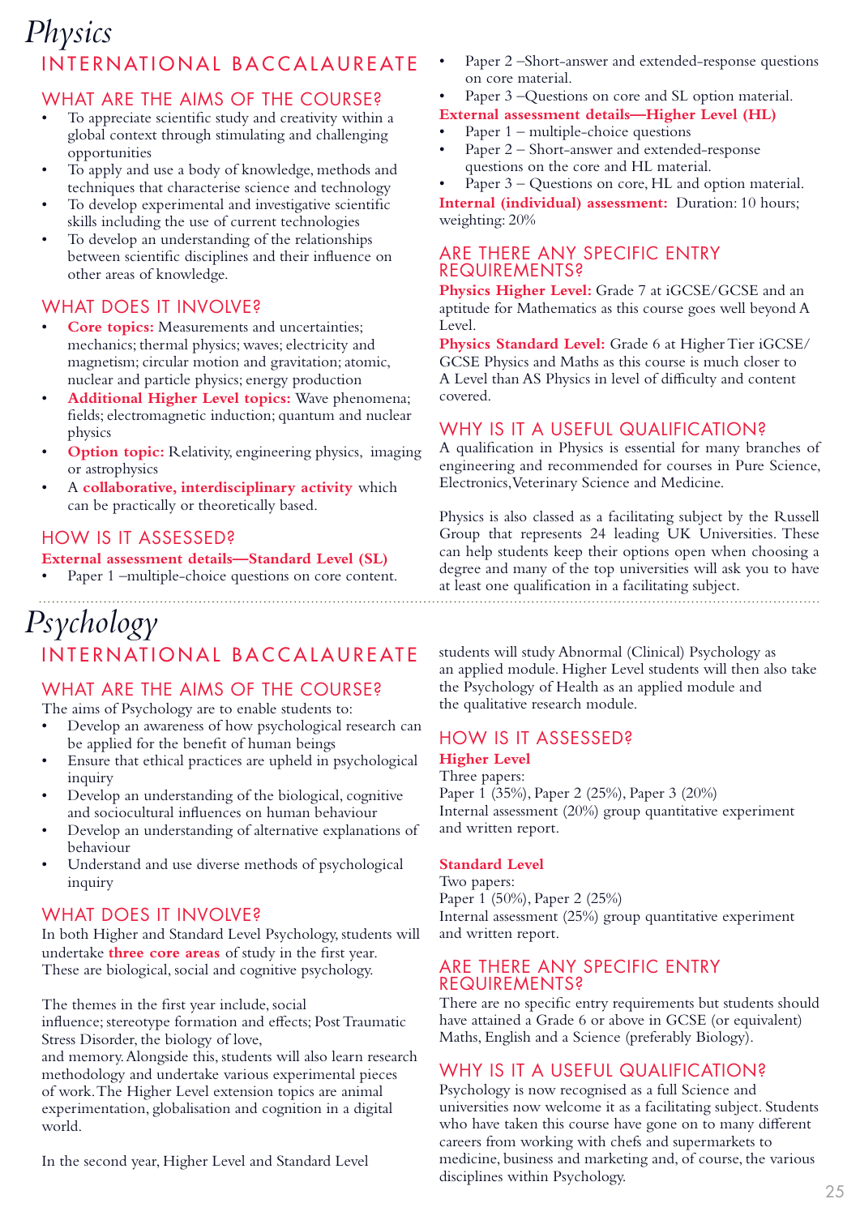# Physics

## INTERNATIONAL BACCALAUREATE

### WHAT ARE THE AIMS OF THE COURSE?

- To appreciate scientific study and creativity within a global context through stimulating and challenging opportunities
- To apply and use a body of knowledge, methods and techniques that characterise science and technology
- To develop experimental and investigative scientific skills including the use of current technologies
- To develop an understanding of the relationships between scientific disciplines and their influence on other areas of knowledge.

### WHAT DOES IT INVOLVE?

- **Core topics:** Measurements and uncertainties; mechanics; thermal physics; waves; electricity and magnetism; circular motion and gravitation; atomic, nuclear and particle physics; energy production
- **Additional Higher Level topics:** Wave phenomena; fields; electromagnetic induction; quantum and nuclear physics
- **Option topic:** Relativity, engineering physics, imaging or astrophysics
- A **collaborative, interdisciplinary activity** which can be practically or theoretically based.

### HOW IS IT ASSESSED?

**External assessment details—Standard Level (SL)**

- Paper 1 –multiple-choice questions on core content.
- Paper 2 –Short-answer and extended-response questions on core material.
- Paper 3 –Questions on core and SL option material.

**External assessment details—Higher Level (HL)**

- Paper 1 – multiple-choice questions
- Paper 2 – Short-answer and extended-response questions on the core and HL material.
- Paper 3 – Questions on core, HL and option material.

**Internal (individual) assessment:** Duration: 10 hours; weighting: 20%

### ARE THERE ANY SPECIFIC ENTRY REQUIREMENTS?

**Physics Higher Level:** Grade 7 at iGCSE/GCSE and an aptitude for Mathematics as this course goes well beyond A Level.

**Physics Standard Level:** Grade 6 at Higher Tier iGCSE/GCSE Physics and Maths as this course is much closer to A Level than AS Physics in level of difficulty and content covered.

### WHY IS IT A USEFUL QUALIFICATION?

A qualification in Physics is essential for many branches of engineering and recommended for courses in Pure Science, Electronics, Veterinary Science and Medicine.

Physics is also classed as a facilitating subject by the Russell Group that represents 24 leading UK Universities. These can help students keep their options open when choosing a degree and many of the top universities will ask you to have at least one qualification in a facilitating subject.

# Psychology

## INTERNATIONAL BACCALAUREATE

### WHAT ARE THE AIMS OF THE COURSE?

The aims of Psychology are to enable students to:

- Develop an awareness of how psychological research can be applied for the benefit of human beings
- Ensure that ethical practices are upheld in psychological inquiry
- Develop an understanding of the biological, cognitive and sociocultural influences on human behaviour
- Develop an understanding of alternative explanations of behaviour
- Understand and use diverse methods of psychological inquiry

### WHAT DOES IT INVOLVE?

In both Higher and Standard Level Psychology, students will undertake **three core areas** of study in the first year. These are biological, social and cognitive psychology.

The themes in the first year include, social influence; stereotype formation and effects; Post Traumatic Stress Disorder, the biology of love, and memory. Alongside this, students will also learn research methodology and undertake various experimental pieces of work. The Higher Level extension topics are animal experimentation, globalisation and cognition in a digital world.

In the second year, Higher Level and Standard Level students will study Abnormal (Clinical) Psychology as an applied module. Higher Level students will then also take the Psychology of Health as an applied module and the qualitative research module.

### HOW IS IT ASSESSED?

**Higher Level**

Three papers:
Paper 1 (35%), Paper 2 (25%), Paper 3 (20%)
Internal assessment (20%) group quantitative experiment and written report.

**Standard Level**

Two papers:
Paper 1 (50%), Paper 2 (25%)
Internal assessment (25%) group quantitative experiment and written report.

### ARE THERE ANY SPECIFIC ENTRY REQUIREMENTS?

There are no specific entry requirements but students should have attained a Grade 6 or above in GCSE (or equivalent) Maths, English and a Science (preferably Biology).

### WHY IS IT A USEFUL QUALIFICATION?

Psychology is now recognised as a full Science and universities now welcome it as a facilitating subject. Students who have taken this course have gone on to many different careers from working with chefs and supermarkets to medicine, business and marketing and, of course, the various disciplines within Psychology.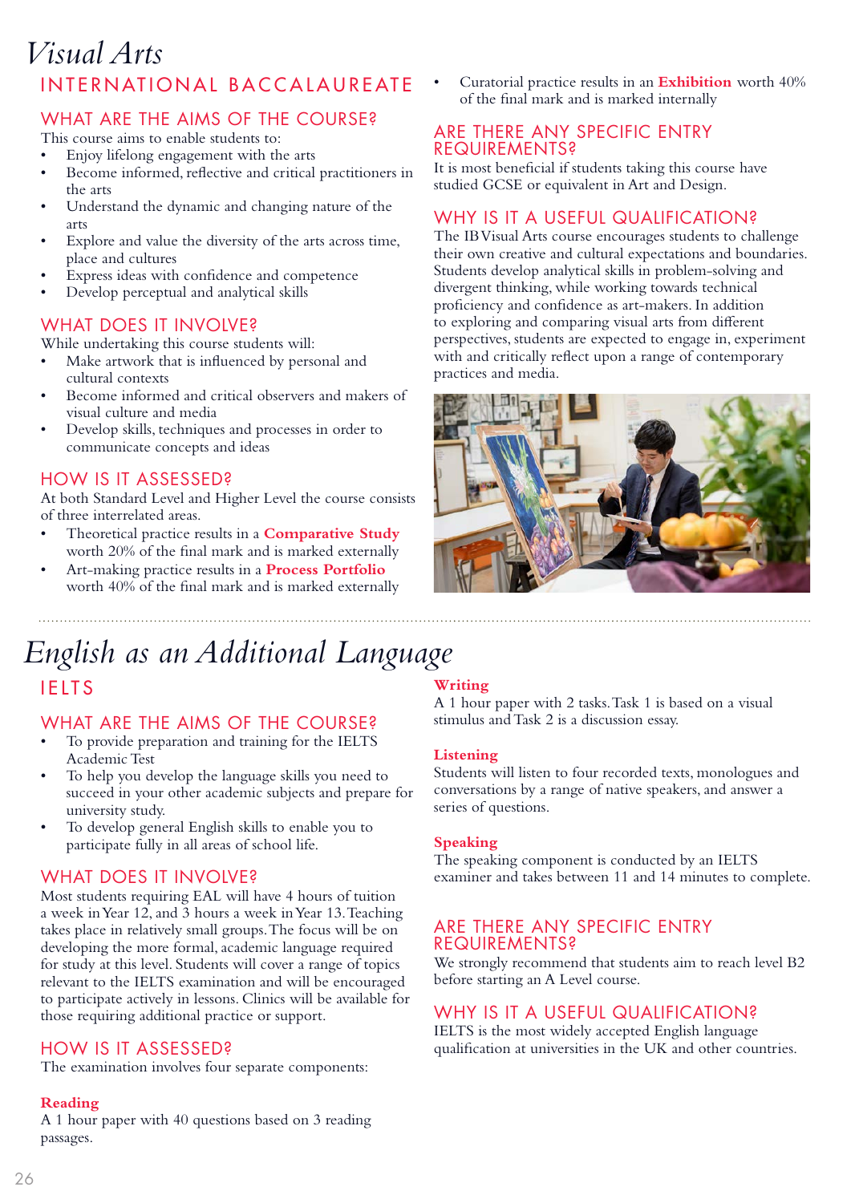# Visual Arts

## INTERNATIONAL BACCALAUREATE

### WHAT ARE THE AIMS OF THE COURSE?

This course aims to enable students to:

- Enjoy lifelong engagement with the arts
- Become informed, reflective and critical practitioners in the arts
- Understand the dynamic and changing nature of the arts
- Explore and value the diversity of the arts across time, place and cultures
- Express ideas with confidence and competence
- Develop perceptual and analytical skills

### WHAT DOES IT INVOLVE?

While undertaking this course students will:

- Make artwork that is influenced by personal and cultural contexts
- Become informed and critical observers and makers of visual culture and media
- Develop skills, techniques and processes in order to communicate concepts and ideas

### HOW IS IT ASSESSED?

At both Standard Level and Higher Level the course consists of three interrelated areas.

- Theoretical practice results in a **Comparative Study** worth 20% of the final mark and is marked externally
- Art-making practice results in a **Process Portfolio** worth 40% of the final mark and is marked externally
- Curatorial practice results in an **Exhibition** worth 40% of the final mark and is marked internally

### ARE THERE ANY SPECIFIC ENTRY REQUIREMENTS?

It is most beneficial if students taking this course have studied GCSE or equivalent in Art and Design.

### WHY IS IT A USEFUL QUALIFICATION?

The IB Visual Arts course encourages students to challenge their own creative and cultural expectations and boundaries. Students develop analytical skills in problem-solving and divergent thinking, while working towards technical proficiency and confidence as art-makers. In addition to exploring and comparing visual arts from different perspectives, students are expected to engage in, experiment with and critically reflect upon a range of contemporary practices and media.

# English as an Additional Language

## IELTS

### WHAT ARE THE AIMS OF THE COURSE?

- To provide preparation and training for the IELTS Academic Test
- To help you develop the language skills you need to succeed in your other academic subjects and prepare for university study.
- To develop general English skills to enable you to participate fully in all areas of school life.

### WHAT DOES IT INVOLVE?

Most students requiring EAL will have 4 hours of tuition a week in Year 12, and 3 hours a week in Year 13. Teaching takes place in relatively small groups. The focus will be on developing the more formal, academic language required for study at this level. Students will cover a range of topics relevant to the IELTS examination and will be encouraged to participate actively in lessons. Clinics will be available for those requiring additional practice or support.

### HOW IS IT ASSESSED?

The examination involves four separate components:

**Reading**
A 1 hour paper with 40 questions based on 3 reading passages.

**Writing**
A 1 hour paper with 2 tasks. Task 1 is based on a visual stimulus and Task 2 is a discussion essay.

**Listening**
Students will listen to four recorded texts, monologues and conversations by a range of native speakers, and answer a series of questions.

**Speaking**
The speaking component is conducted by an IELTS examiner and takes between 11 and 14 minutes to complete.

### ARE THERE ANY SPECIFIC ENTRY REQUIREMENTS?

We strongly recommend that students aim to reach level B2 before starting an A Level course.

### WHY IS IT A USEFUL QUALIFICATION?

IELTS is the most widely accepted English language qualification at universities in the UK and other countries.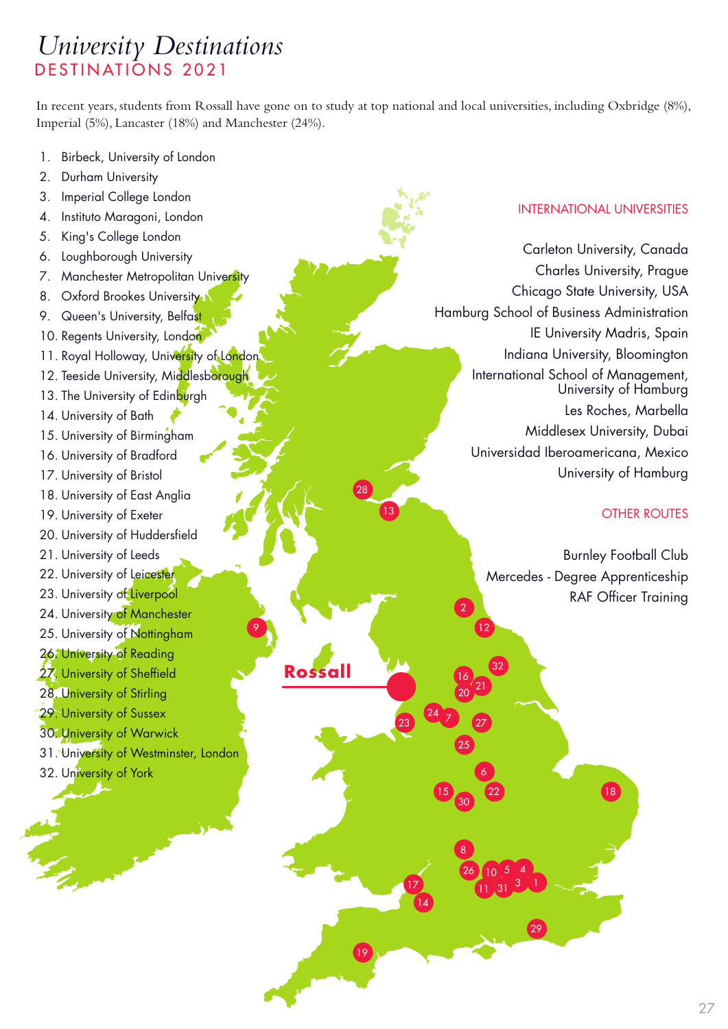# *University Destinations*

## DESTINATIONS 2021

In recent years, students from Rossall have gone on to study at top national and local universities, including Oxbridge (8%), Imperial (5%), Lancaster (18%) and Manchester (24%).

1. Birbeck, University of London
2. Durham University
3. Imperial College London
4. Instituto Maragoni, London
5. King's College London
6. Loughborough University
7. Manchester Metropolitan University
8. Oxford Brookes University
9. Queen's University, Belfast
10. Regents University, London
11. Royal Holloway, University of London
12. Teeside University, Middlesborough
13. The University of Edinburgh
14. University of Bath
15. University of Birmingham
16. University of Bradford
17. University of Bristol
18. University of East Anglia
19. University of Exeter
20. University of Huddersfield
21. University of Leeds
22. University of Leicester
23. University of Liverpool
24. University of Manchester
25. University of Nottingham
26. University of Reading
27. University of Sheffield
28. University of Stirling
29. University of Sussex
30. University of Warwick
31. University of Westminster, London
32. University of York

**Rossall**

### INTERNATIONAL UNIVERSITIES

Carleton University, Canada
Charles University, Prague
Chicago State University, USA
Hamburg School of Business Administration
IE University Madris, Spain
Indiana University, Bloomington
International School of Management, University of Hamburg
Les Roches, Marbella
Middlesex University, Dubai
Universidad Iberoamericana, Mexico
University of Hamburg

### OTHER ROUTES

Burnley Football Club
Mercedes - Degree Apprenticeship
RAF Officer Training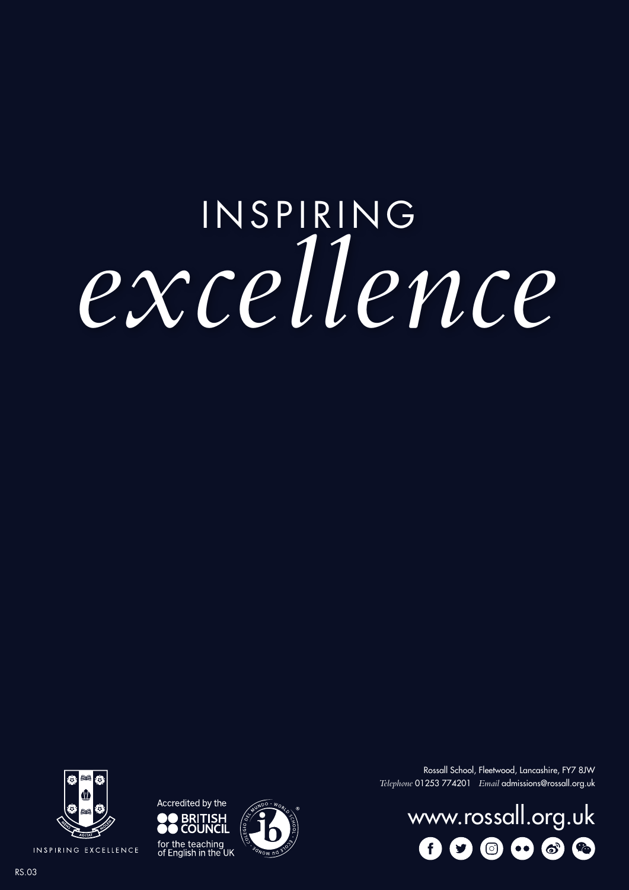# INSPIRING *excellence*

INSPIRING EXCELLENCE

Accredited by the BRITISH COUNCIL for the teaching of English in the UK

Rossall School, Fleetwood, Lancashire, FY7 8JW

*Telephone* 01253 774201 *Email* admissions@rossall.org.uk

www.rossall.org.uk

RS.03